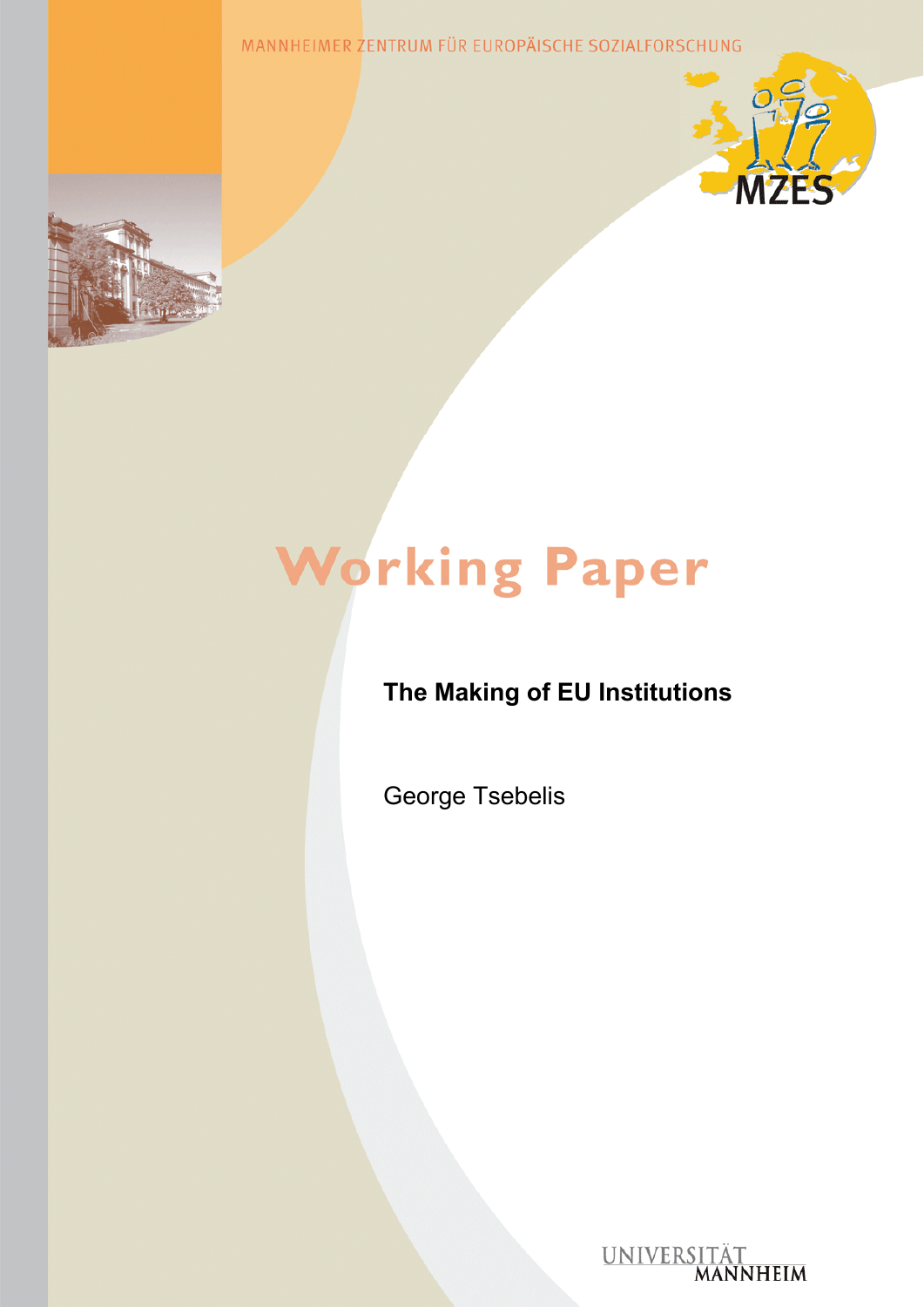MANNHEIMER ZENTRUM FÜR EUROPÄISCHE SOZIALFORSCHUNG

MZES

# Working Paper

**The Making of EU Institutions**

George Tsebelis

UNIVERSITÄT MANNHEIM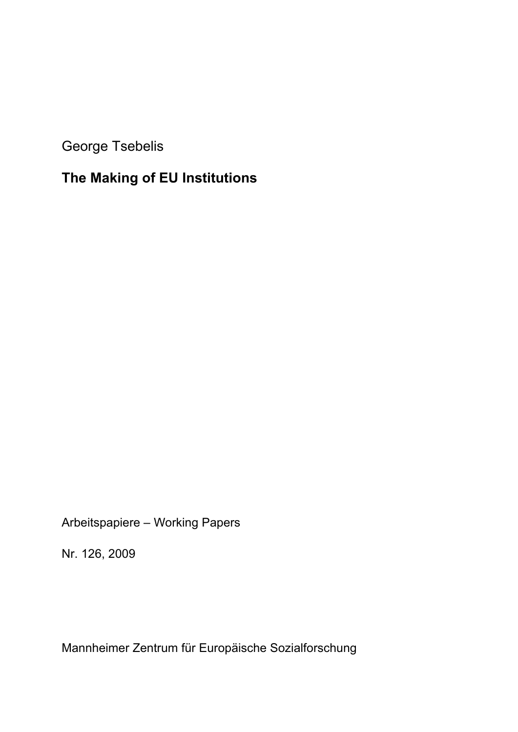George Tsebelis

**The Making of EU Institutions**

Arbeitspapiere – Working Papers

Nr. 126, 2009

Mannheimer Zentrum für Europäische Sozialforschung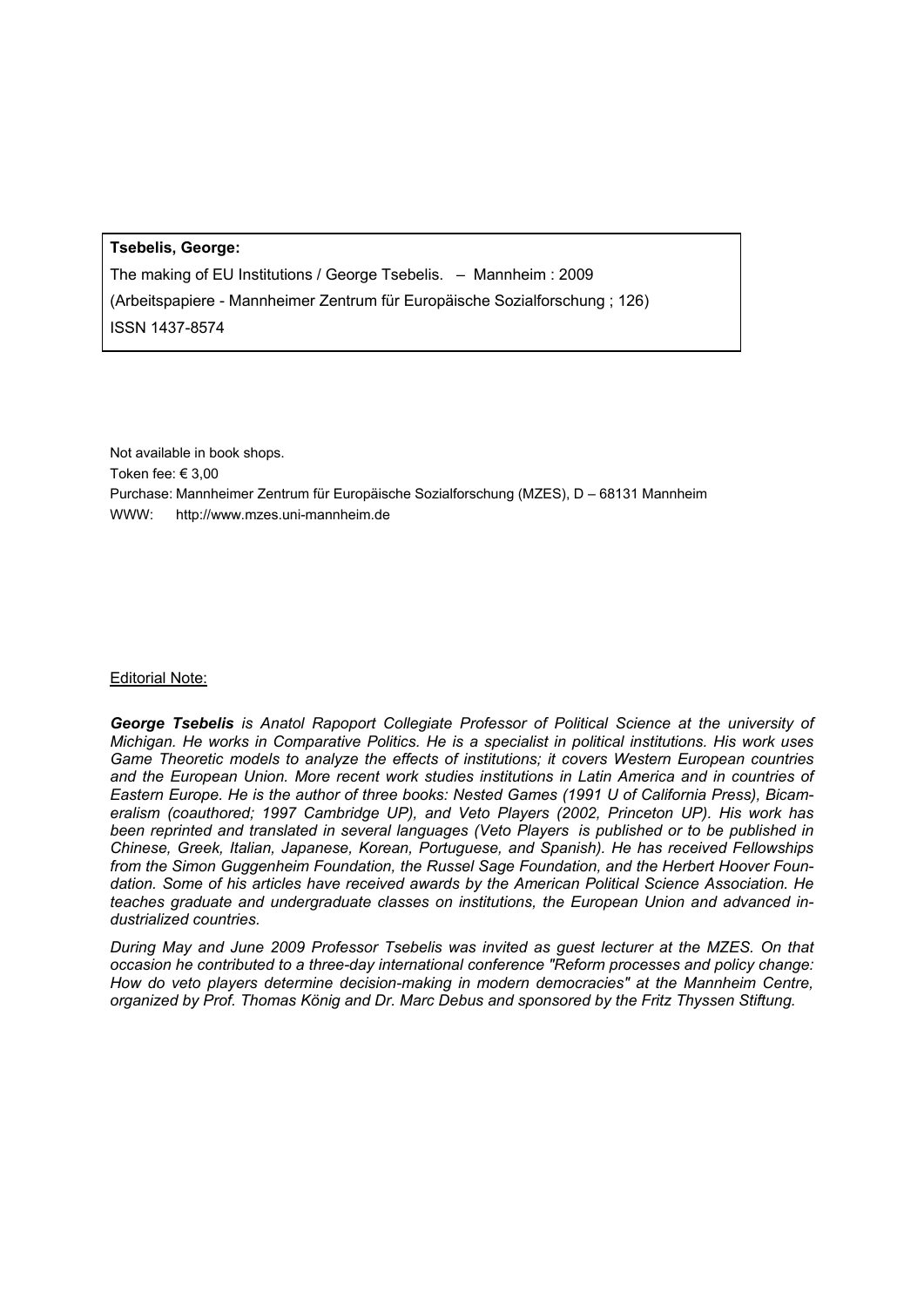**Tsebelis, George:**

The making of EU Institutions / George Tsebelis. – Mannheim : 2009

(Arbeitspapiere - Mannheimer Zentrum für Europäische Sozialforschung ; 126)

ISSN 1437-8574

Not available in book shops.

Token fee: € 3,00

Purchase: Mannheimer Zentrum für Europäische Sozialforschung (MZES), D – 68131 Mannheim

WWW: http://www.mzes.uni-mannheim.de

Editorial Note:

***George Tsebelis*** *is Anatol Rapoport Collegiate Professor of Political Science at the university of Michigan. He works in Comparative Politics. He is a specialist in political institutions. His work uses Game Theoretic models to analyze the effects of institutions; it covers Western European countries and the European Union. More recent work studies institutions in Latin America and in countries of Eastern Europe. He is the author of three books: Nested Games (1991 U of California Press), Bicameralism (coauthored; 1997 Cambridge UP), and Veto Players (2002, Princeton UP). His work has been reprinted and translated in several languages (Veto Players is published or to be published in Chinese, Greek, Italian, Japanese, Korean, Portuguese, and Spanish). He has received Fellowships from the Simon Guggenheim Foundation, the Russel Sage Foundation, and the Herbert Hoover Foundation. Some of his articles have received awards by the American Political Science Association. He teaches graduate and undergraduate classes on institutions, the European Union and advanced industrialized countries.*

*During May and June 2009 Professor Tsebelis was invited as guest lecturer at the MZES. On that occasion he contributed to a three-day international conference "Reform processes and policy change: How do veto players determine decision-making in modern democracies" at the Mannheim Centre, organized by Prof. Thomas König and Dr. Marc Debus and sponsored by the Fritz Thyssen Stiftung.*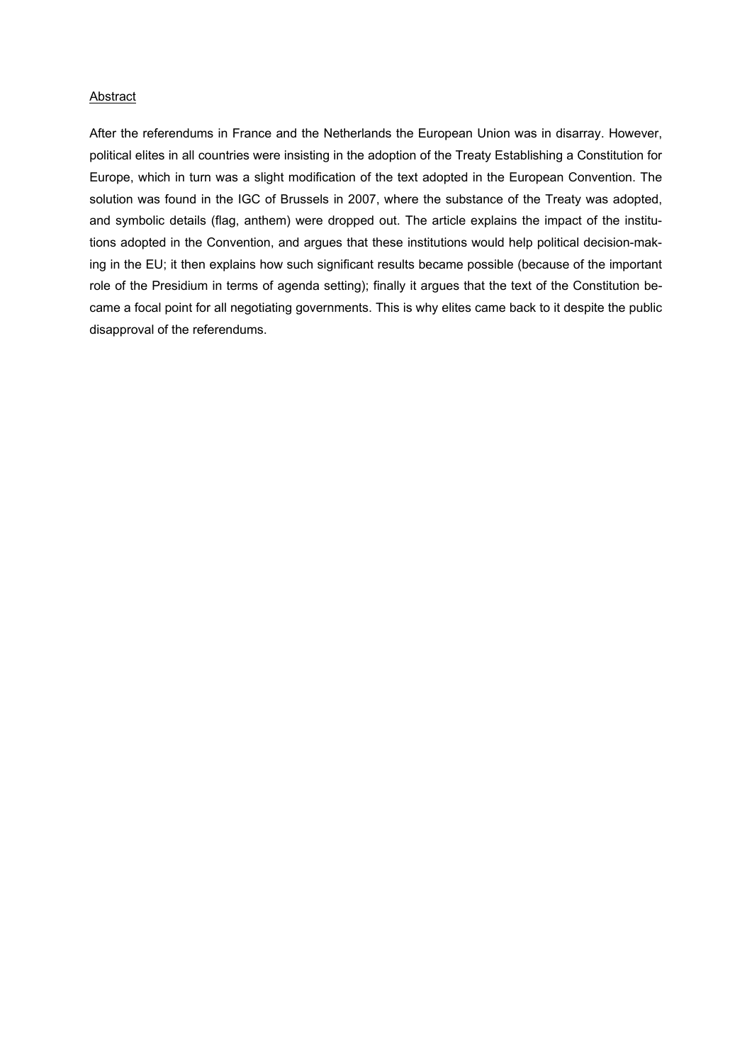Abstract

After the referendums in France and the Netherlands the European Union was in disarray. However, political elites in all countries were insisting in the adoption of the Treaty Establishing a Constitution for Europe, which in turn was a slight modification of the text adopted in the European Convention. The solution was found in the IGC of Brussels in 2007, where the substance of the Treaty was adopted, and symbolic details (flag, anthem) were dropped out. The article explains the impact of the institutions adopted in the Convention, and argues that these institutions would help political decision-making in the EU; it then explains how such significant results became possible (because of the important role of the Presidium in terms of agenda setting); finally it argues that the text of the Constitution became a focal point for all negotiating governments. This is why elites came back to it despite the public disapproval of the referendums.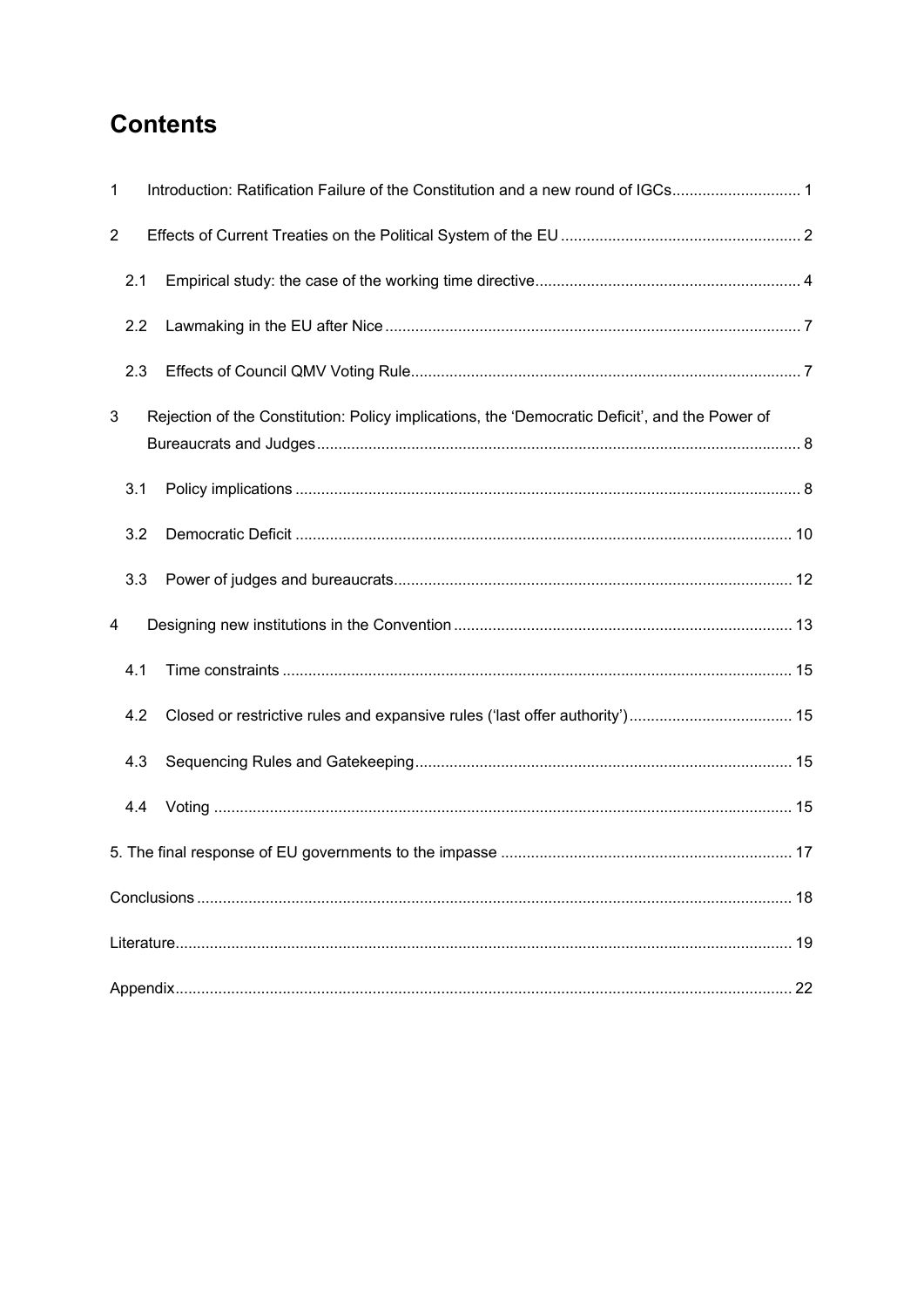# Contents

1 Introduction: Ratification Failure of the Constitution and a new round of IGCs ... 1

2 Effects of Current Treaties on the Political System of the EU ... 2

2.1 Empirical study: the case of the working time directive ... 4

2.2 Lawmaking in the EU after Nice ... 7

2.3 Effects of Council QMV Voting Rule ... 7

3 Rejection of the Constitution: Policy implications, the 'Democratic Deficit', and the Power of Bureaucrats and Judges ... 8

3.1 Policy implications ... 8

3.2 Democratic Deficit ... 10

3.3 Power of judges and bureaucrats ... 12

4 Designing new institutions in the Convention ... 13

4.1 Time constraints ... 15

4.2 Closed or restrictive rules and expansive rules ('last offer authority') ... 15

4.3 Sequencing Rules and Gatekeeping ... 15

4.4 Voting ... 15

5. The final response of EU governments to the impasse ... 17

Conclusions ... 18

Literature ... 19

Appendix ... 22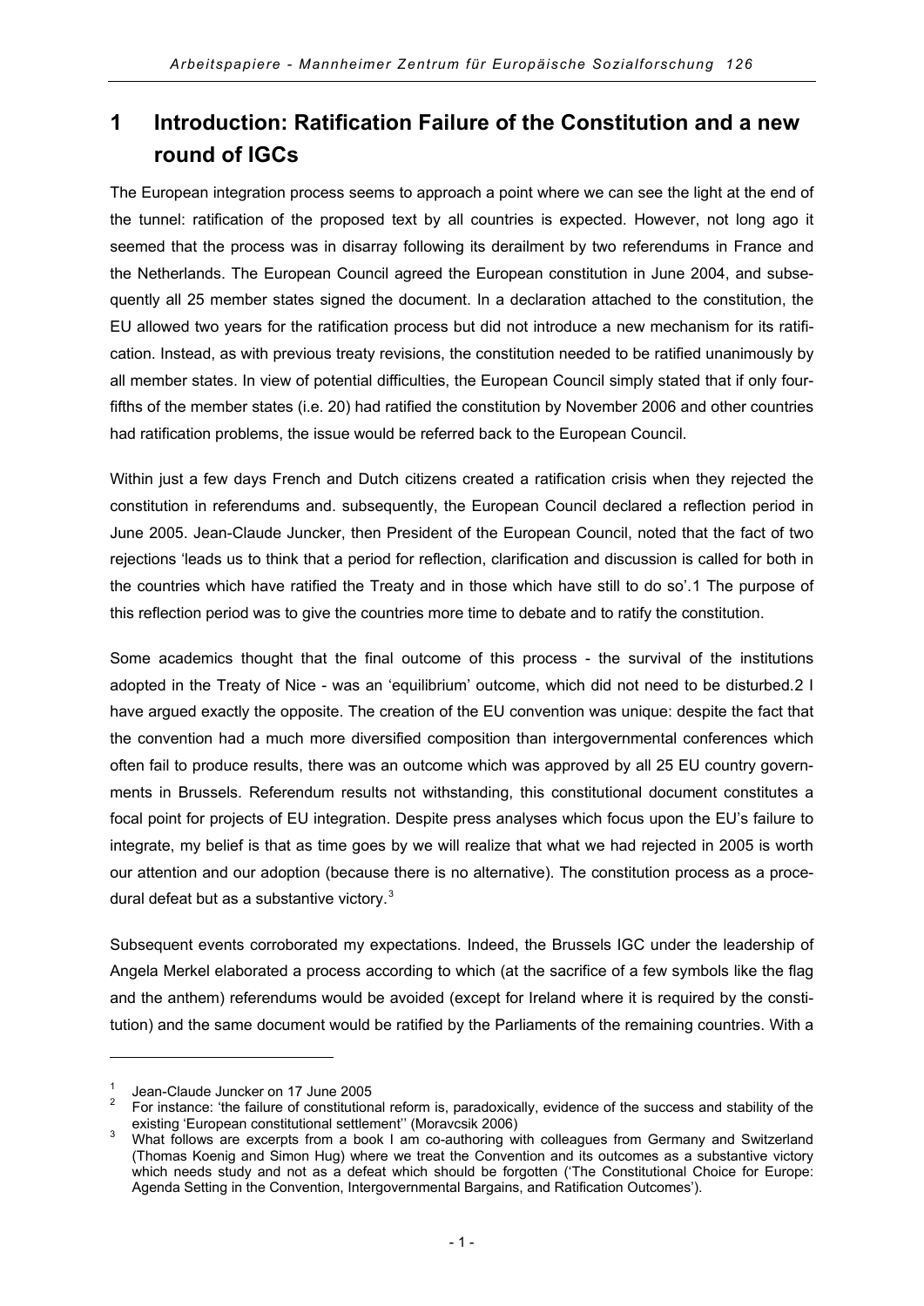# 1 Introduction: Ratification Failure of the Constitution and a new round of IGCs

The European integration process seems to approach a point where we can see the light at the end of the tunnel: ratification of the proposed text by all countries is expected. However, not long ago it seemed that the process was in disarray following its derailment by two referendums in France and the Netherlands. The European Council agreed the European constitution in June 2004, and subsequently all 25 member states signed the document. In a declaration attached to the constitution, the EU allowed two years for the ratification process but did not introduce a new mechanism for its ratification. Instead, as with previous treaty revisions, the constitution needed to be ratified unanimously by all member states. In view of potential difficulties, the European Council simply stated that if only four-fifths of the member states (i.e. 20) had ratified the constitution by November 2006 and other countries had ratification problems, the issue would be referred back to the European Council.

Within just a few days French and Dutch citizens created a ratification crisis when they rejected the constitution in referendums and. subsequently, the European Council declared a reflection period in June 2005. Jean-Claude Juncker, then President of the European Council, noted that the fact of two rejections 'leads us to think that a period for reflection, clarification and discussion is called for both in the countries which have ratified the Treaty and in those which have still to do so'.1 The purpose of this reflection period was to give the countries more time to debate and to ratify the constitution.

Some academics thought that the final outcome of this process - the survival of the institutions adopted in the Treaty of Nice - was an 'equilibrium' outcome, which did not need to be disturbed.2 I have argued exactly the opposite. The creation of the EU convention was unique: despite the fact that the convention had a much more diversified composition than intergovernmental conferences which often fail to produce results, there was an outcome which was approved by all 25 EU country governments in Brussels. Referendum results not withstanding, this constitutional document constitutes a focal point for projects of EU integration. Despite press analyses which focus upon the EU's failure to integrate, my belief is that as time goes by we will realize that what we had rejected in 2005 is worth our attention and our adoption (because there is no alternative). The constitution process as a procedural defeat but as a substantive victory.[3]

Subsequent events corroborated my expectations. Indeed, the Brussels IGC under the leadership of Angela Merkel elaborated a process according to which (at the sacrifice of a few symbols like the flag and the anthem) referendums would be avoided (except for Ireland where it is required by the constitution) and the same document would be ratified by the Parliaments of the remaining countries. With a

---

[1] Jean-Claude Juncker on 17 June 2005

[2] For instance: 'the failure of constitutional reform is, paradoxically, evidence of the success and stability of the existing 'European constitutional settlement'' (Moravcsik 2006)

[3] What follows are excerpts from a book I am co-authoring with colleagues from Germany and Switzerland (Thomas Koenig and Simon Hug) where we treat the Convention and its outcomes as a substantive victory which needs study and not as a defeat which should be forgotten ('The Constitutional Choice for Europe: Agenda Setting in the Convention, Intergovernmental Bargains, and Ratification Outcomes').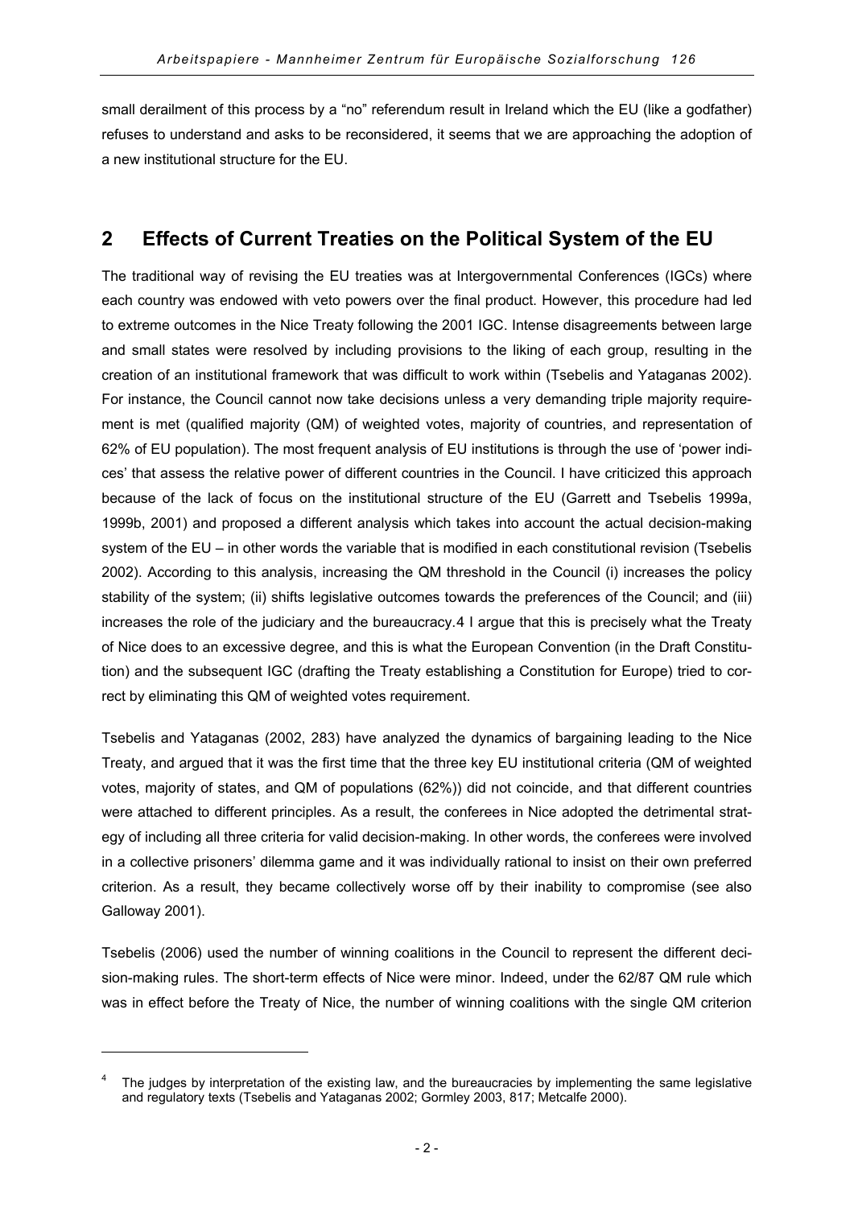small derailment of this process by a "no" referendum result in Ireland which the EU (like a godfather) refuses to understand and asks to be reconsidered, it seems that we are approaching the adoption of a new institutional structure for the EU.

## 2 Effects of Current Treaties on the Political System of the EU

The traditional way of revising the EU treaties was at Intergovernmental Conferences (IGCs) where each country was endowed with veto powers over the final product. However, this procedure had led to extreme outcomes in the Nice Treaty following the 2001 IGC. Intense disagreements between large and small states were resolved by including provisions to the liking of each group, resulting in the creation of an institutional framework that was difficult to work within (Tsebelis and Yataganas 2002). For instance, the Council cannot now take decisions unless a very demanding triple majority requirement is met (qualified majority (QM) of weighted votes, majority of countries, and representation of 62% of EU population). The most frequent analysis of EU institutions is through the use of 'power indices' that assess the relative power of different countries in the Council. I have criticized this approach because of the lack of focus on the institutional structure of the EU (Garrett and Tsebelis 1999a, 1999b, 2001) and proposed a different analysis which takes into account the actual decision-making system of the EU – in other words the variable that is modified in each constitutional revision (Tsebelis 2002). According to this analysis, increasing the QM threshold in the Council (i) increases the policy stability of the system; (ii) shifts legislative outcomes towards the preferences of the Council; and (iii) increases the role of the judiciary and the bureaucracy.[4] I argue that this is precisely what the Treaty of Nice does to an excessive degree, and this is what the European Convention (in the Draft Constitution) and the subsequent IGC (drafting the Treaty establishing a Constitution for Europe) tried to correct by eliminating this QM of weighted votes requirement.

Tsebelis and Yataganas (2002, 283) have analyzed the dynamics of bargaining leading to the Nice Treaty, and argued that it was the first time that the three key EU institutional criteria (QM of weighted votes, majority of states, and QM of populations (62%)) did not coincide, and that different countries were attached to different principles. As a result, the conferees in Nice adopted the detrimental strategy of including all three criteria for valid decision-making. In other words, the conferees were involved in a collective prisoners' dilemma game and it was individually rational to insist on their own preferred criterion. As a result, they became collectively worse off by their inability to compromise (see also Galloway 2001).

Tsebelis (2006) used the number of winning coalitions in the Council to represent the different decision-making rules. The short-term effects of Nice were minor. Indeed, under the 62/87 QM rule which was in effect before the Treaty of Nice, the number of winning coalitions with the single QM criterion

[4] The judges by interpretation of the existing law, and the bureaucracies by implementing the same legislative and regulatory texts (Tsebelis and Yataganas 2002; Gormley 2003, 817; Metcalfe 2000).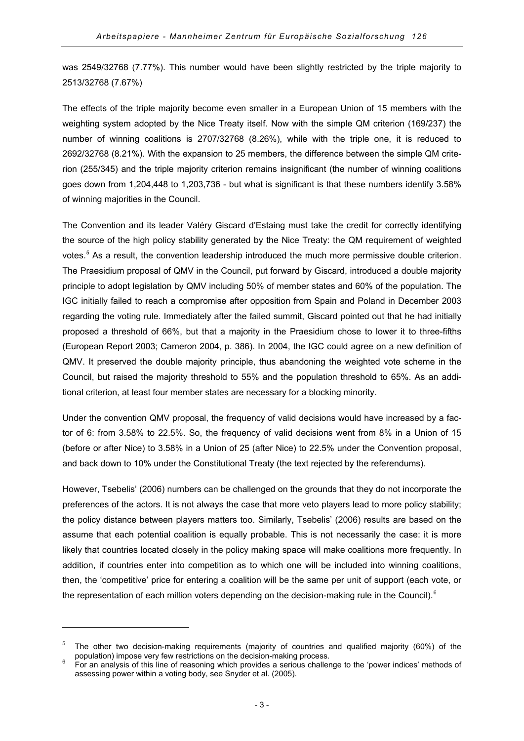was 2549/32768 (7.77%). This number would have been slightly restricted by the triple majority to 2513/32768 (7.67%)

The effects of the triple majority become even smaller in a European Union of 15 members with the weighting system adopted by the Nice Treaty itself. Now with the simple QM criterion (169/237) the number of winning coalitions is 2707/32768 (8.26%), while with the triple one, it is reduced to 2692/32768 (8.21%). With the expansion to 25 members, the difference between the simple QM criterion (255/345) and the triple majority criterion remains insignificant (the number of winning coalitions goes down from 1,204,448 to 1,203,736 - but what is significant is that these numbers identify 3.58% of winning majorities in the Council.

The Convention and its leader Valéry Giscard d'Estaing must take the credit for correctly identifying the source of the high policy stability generated by the Nice Treaty: the QM requirement of weighted votes.[5] As a result, the convention leadership introduced the much more permissive double criterion. The Praesidium proposal of QMV in the Council, put forward by Giscard, introduced a double majority principle to adopt legislation by QMV including 50% of member states and 60% of the population. The IGC initially failed to reach a compromise after opposition from Spain and Poland in December 2003 regarding the voting rule. Immediately after the failed summit, Giscard pointed out that he had initially proposed a threshold of 66%, but that a majority in the Praesidium chose to lower it to three-fifths (European Report 2003; Cameron 2004, p. 386). In 2004, the IGC could agree on a new definition of QMV. It preserved the double majority principle, thus abandoning the weighted vote scheme in the Council, but raised the majority threshold to 55% and the population threshold to 65%. As an additional criterion, at least four member states are necessary for a blocking minority.

Under the convention QMV proposal, the frequency of valid decisions would have increased by a factor of 6: from 3.58% to 22.5%. So, the frequency of valid decisions went from 8% in a Union of 15 (before or after Nice) to 3.58% in a Union of 25 (after Nice) to 22.5% under the Convention proposal, and back down to 10% under the Constitutional Treaty (the text rejected by the referendums).

However, Tsebelis' (2006) numbers can be challenged on the grounds that they do not incorporate the preferences of the actors. It is not always the case that more veto players lead to more policy stability; the policy distance between players matters too. Similarly, Tsebelis' (2006) results are based on the assume that each potential coalition is equally probable. This is not necessarily the case: it is more likely that countries located closely in the policy making space will make coalitions more frequently. In addition, if countries enter into competition as to which one will be included into winning coalitions, then, the 'competitive' price for entering a coalition will be the same per unit of support (each vote, or the representation of each million voters depending on the decision-making rule in the Council).[6]

---

[5] The other two decision-making requirements (majority of countries and qualified majority (60%) of the population) impose very few restrictions on the decision-making process.

[6] For an analysis of this line of reasoning which provides a serious challenge to the 'power indices' methods of assessing power within a voting body, see Snyder et al. (2005).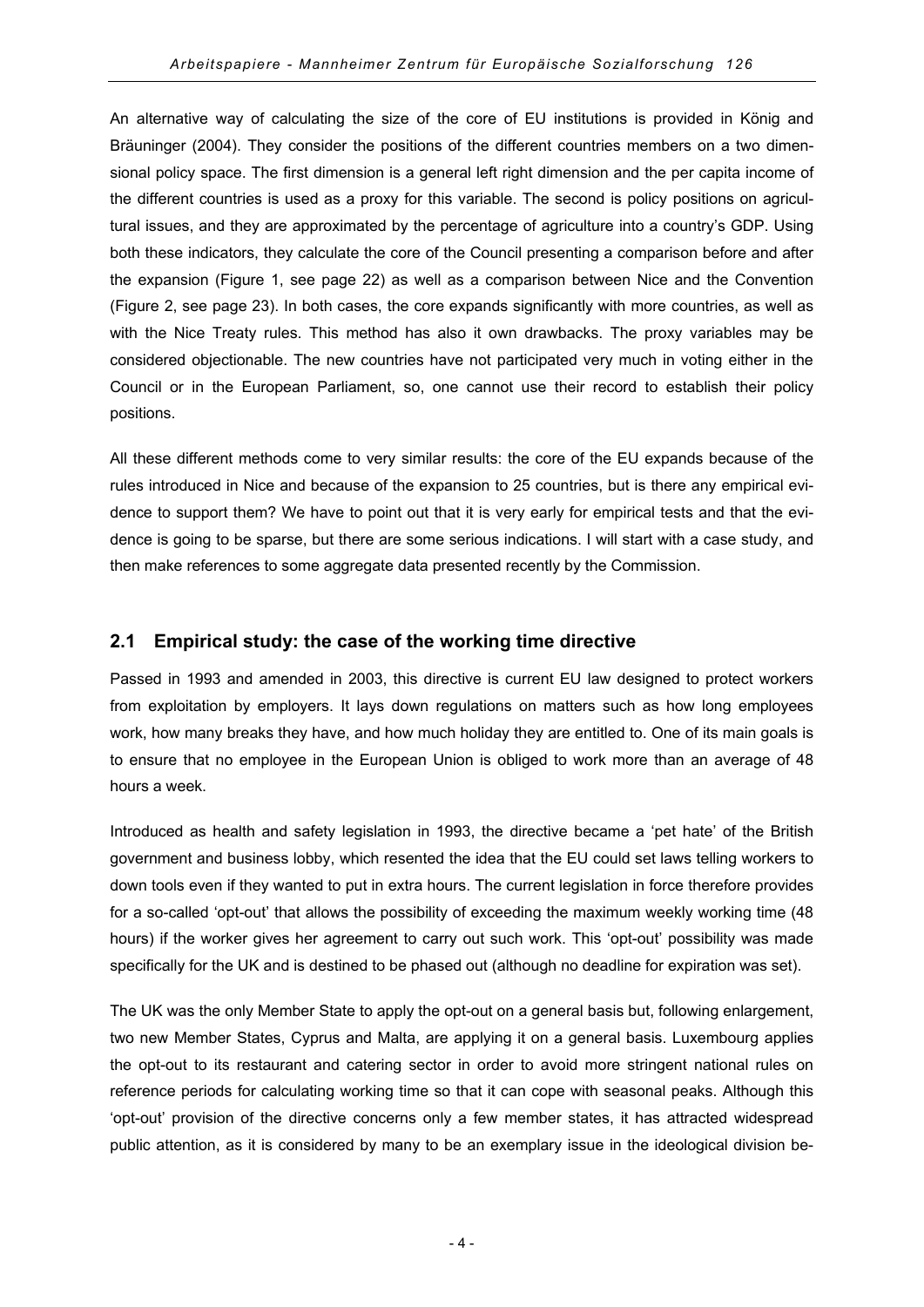An alternative way of calculating the size of the core of EU institutions is provided in König and Bräuninger (2004). They consider the positions of the different countries members on a two dimensional policy space. The first dimension is a general left right dimension and the per capita income of the different countries is used as a proxy for this variable. The second is policy positions on agricultural issues, and they are approximated by the percentage of agriculture into a country's GDP. Using both these indicators, they calculate the core of the Council presenting a comparison before and after the expansion (Figure 1, see page 22) as well as a comparison between Nice and the Convention (Figure 2, see page 23). In both cases, the core expands significantly with more countries, as well as with the Nice Treaty rules. This method has also it own drawbacks. The proxy variables may be considered objectionable. The new countries have not participated very much in voting either in the Council or in the European Parliament, so, one cannot use their record to establish their policy positions.

All these different methods come to very similar results: the core of the EU expands because of the rules introduced in Nice and because of the expansion to 25 countries, but is there any empirical evidence to support them? We have to point out that it is very early for empirical tests and that the evidence is going to be sparse, but there are some serious indications. I will start with a case study, and then make references to some aggregate data presented recently by the Commission.

## 2.1 Empirical study: the case of the working time directive

Passed in 1993 and amended in 2003, this directive is current EU law designed to protect workers from exploitation by employers. It lays down regulations on matters such as how long employees work, how many breaks they have, and how much holiday they are entitled to. One of its main goals is to ensure that no employee in the European Union is obliged to work more than an average of 48 hours a week.

Introduced as health and safety legislation in 1993, the directive became a 'pet hate' of the British government and business lobby, which resented the idea that the EU could set laws telling workers to down tools even if they wanted to put in extra hours. The current legislation in force therefore provides for a so-called 'opt-out' that allows the possibility of exceeding the maximum weekly working time (48 hours) if the worker gives her agreement to carry out such work. This 'opt-out' possibility was made specifically for the UK and is destined to be phased out (although no deadline for expiration was set).

The UK was the only Member State to apply the opt-out on a general basis but, following enlargement, two new Member States, Cyprus and Malta, are applying it on a general basis. Luxembourg applies the opt-out to its restaurant and catering sector in order to avoid more stringent national rules on reference periods for calculating working time so that it can cope with seasonal peaks. Although this 'opt-out' provision of the directive concerns only a few member states, it has attracted widespread public attention, as it is considered by many to be an exemplary issue in the ideological division be-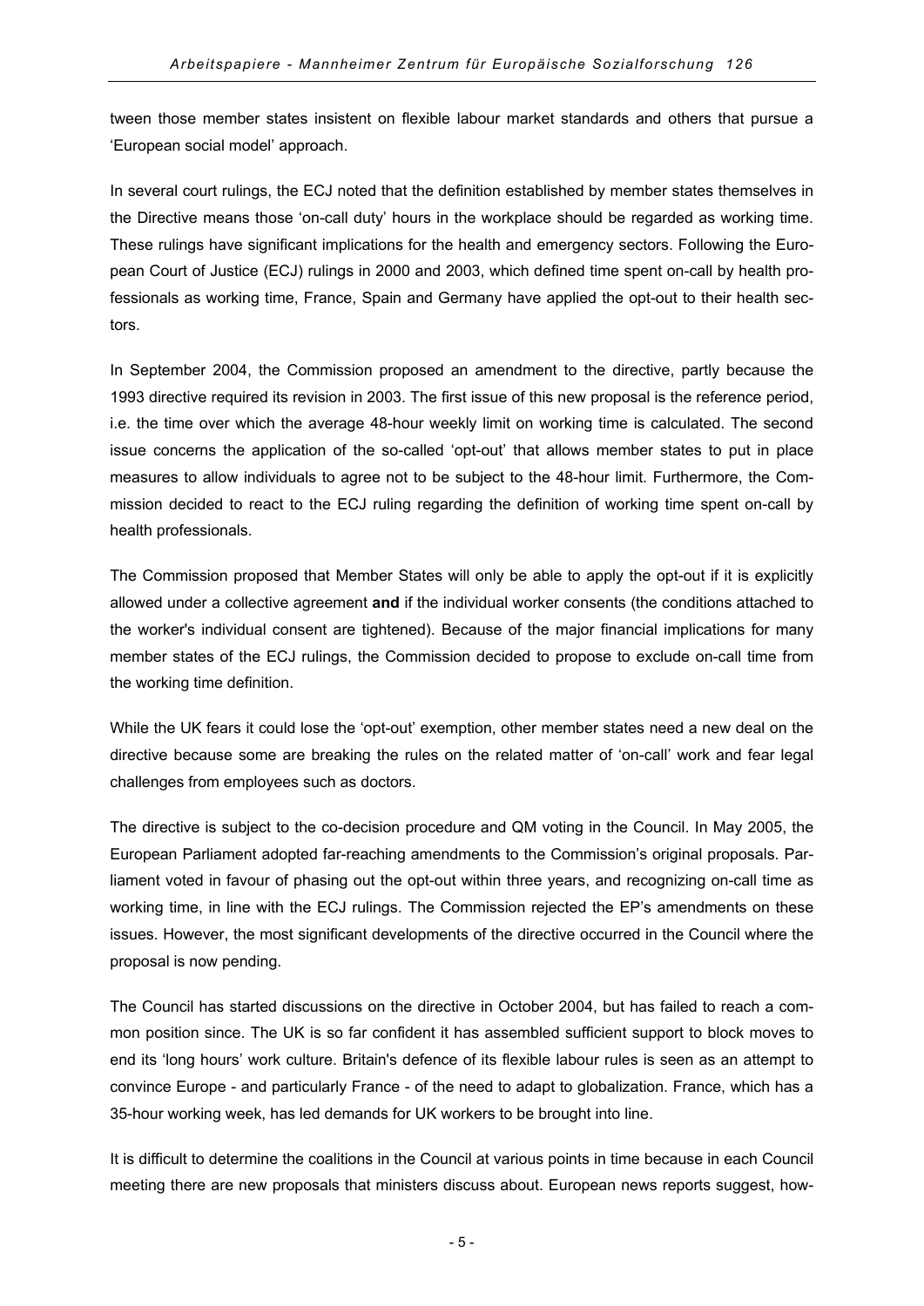tween those member states insistent on flexible labour market standards and others that pursue a 'European social model' approach.

In several court rulings, the ECJ noted that the definition established by member states themselves in the Directive means those 'on-call duty' hours in the workplace should be regarded as working time. These rulings have significant implications for the health and emergency sectors. Following the European Court of Justice (ECJ) rulings in 2000 and 2003, which defined time spent on-call by health professionals as working time, France, Spain and Germany have applied the opt-out to their health sectors.

In September 2004, the Commission proposed an amendment to the directive, partly because the 1993 directive required its revision in 2003. The first issue of this new proposal is the reference period, i.e. the time over which the average 48-hour weekly limit on working time is calculated. The second issue concerns the application of the so-called 'opt-out' that allows member states to put in place measures to allow individuals to agree not to be subject to the 48-hour limit. Furthermore, the Commission decided to react to the ECJ ruling regarding the definition of working time spent on-call by health professionals.

The Commission proposed that Member States will only be able to apply the opt-out if it is explicitly allowed under a collective agreement **and** if the individual worker consents (the conditions attached to the worker's individual consent are tightened). Because of the major financial implications for many member states of the ECJ rulings, the Commission decided to propose to exclude on-call time from the working time definition.

While the UK fears it could lose the 'opt-out' exemption, other member states need a new deal on the directive because some are breaking the rules on the related matter of 'on-call' work and fear legal challenges from employees such as doctors.

The directive is subject to the co-decision procedure and QM voting in the Council. In May 2005, the European Parliament adopted far-reaching amendments to the Commission's original proposals. Parliament voted in favour of phasing out the opt-out within three years, and recognizing on-call time as working time, in line with the ECJ rulings. The Commission rejected the EP's amendments on these issues. However, the most significant developments of the directive occurred in the Council where the proposal is now pending.

The Council has started discussions on the directive in October 2004, but has failed to reach a common position since. The UK is so far confident it has assembled sufficient support to block moves to end its 'long hours' work culture. Britain's defence of its flexible labour rules is seen as an attempt to convince Europe - and particularly France - of the need to adapt to globalization. France, which has a 35-hour working week, has led demands for UK workers to be brought into line.

It is difficult to determine the coalitions in the Council at various points in time because in each Council meeting there are new proposals that ministers discuss about. European news reports suggest, how-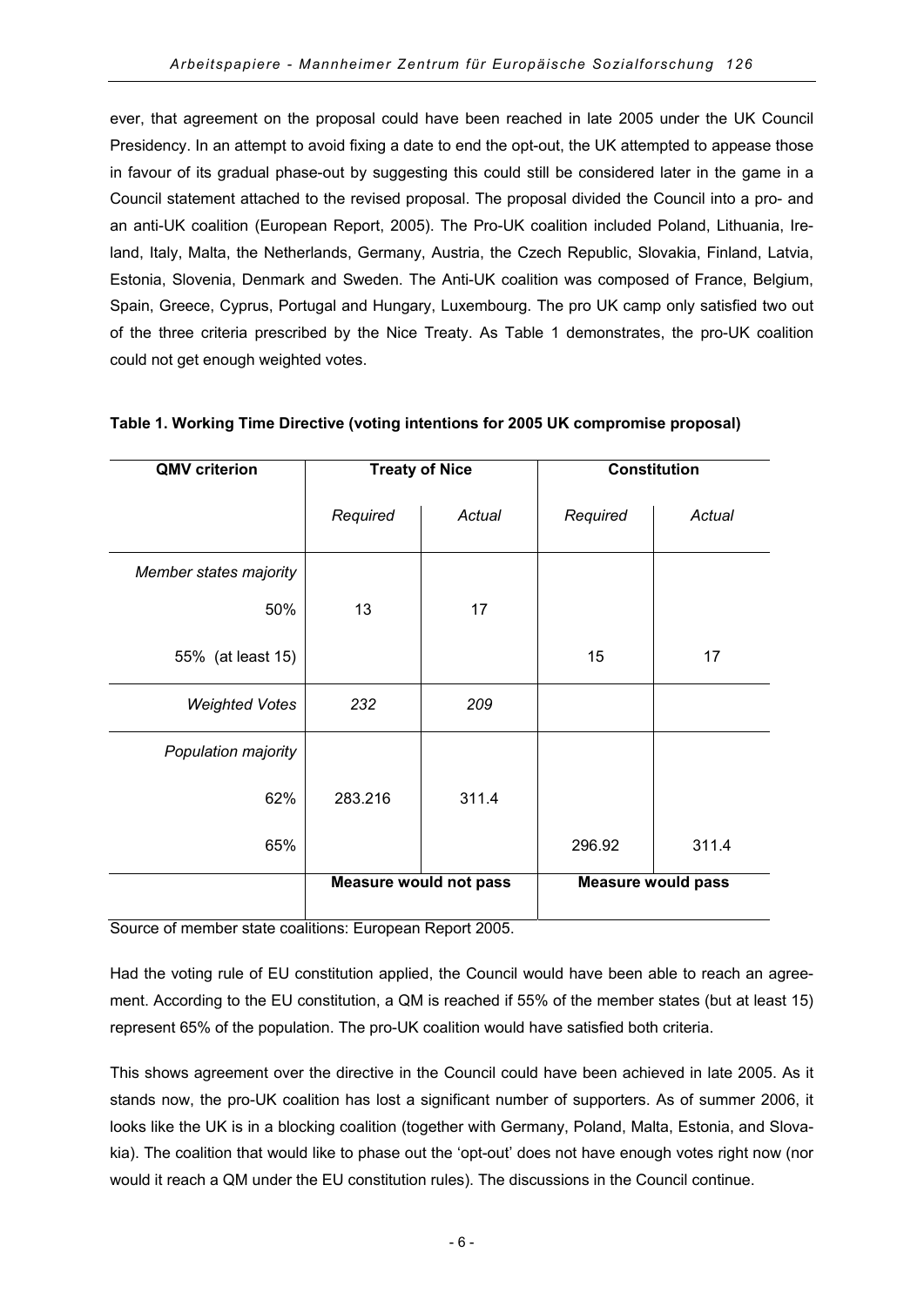ever, that agreement on the proposal could have been reached in late 2005 under the UK Council Presidency. In an attempt to avoid fixing a date to end the opt-out, the UK attempted to appease those in favour of its gradual phase-out by suggesting this could still be considered later in the game in a Council statement attached to the revised proposal. The proposal divided the Council into a pro- and an anti-UK coalition (European Report, 2005). The Pro-UK coalition included Poland, Lithuania, Ireland, Italy, Malta, the Netherlands, Germany, Austria, the Czech Republic, Slovakia, Finland, Latvia, Estonia, Slovenia, Denmark and Sweden. The Anti-UK coalition was composed of France, Belgium, Spain, Greece, Cyprus, Portugal and Hungary, Luxembourg. The pro UK camp only satisfied two out of the three criteria prescribed by the Nice Treaty. As Table 1 demonstrates, the pro-UK coalition could not get enough weighted votes.

**Table 1. Working Time Directive (voting intentions for 2005 UK compromise proposal)**

| QMV criterion | Treaty of Nice | | Constitution | |
|---|---|---|---|---|
| | *Required* | *Actual* | *Required* | *Actual* |
| *Member states majority* | | | | |
| 50% | 13 | 17 | | |
| 55% (at least 15) | | | 15 | 17 |
| *Weighted Votes* | *232* | *209* | | |
| *Population majority* | | | | |
| 62% | 283.216 | 311.4 | | |
| 65% | | | 296.92 | 311.4 |
| | **Measure would not pass** | | **Measure would pass** | |

Source of member state coalitions: European Report 2005.

Had the voting rule of EU constitution applied, the Council would have been able to reach an agreement. According to the EU constitution, a QM is reached if 55% of the member states (but at least 15) represent 65% of the population. The pro-UK coalition would have satisfied both criteria.

This shows agreement over the directive in the Council could have been achieved in late 2005. As it stands now, the pro-UK coalition has lost a significant number of supporters. As of summer 2006, it looks like the UK is in a blocking coalition (together with Germany, Poland, Malta, Estonia, and Slovakia). The coalition that would like to phase out the 'opt-out' does not have enough votes right now (nor would it reach a QM under the EU constitution rules). The discussions in the Council continue.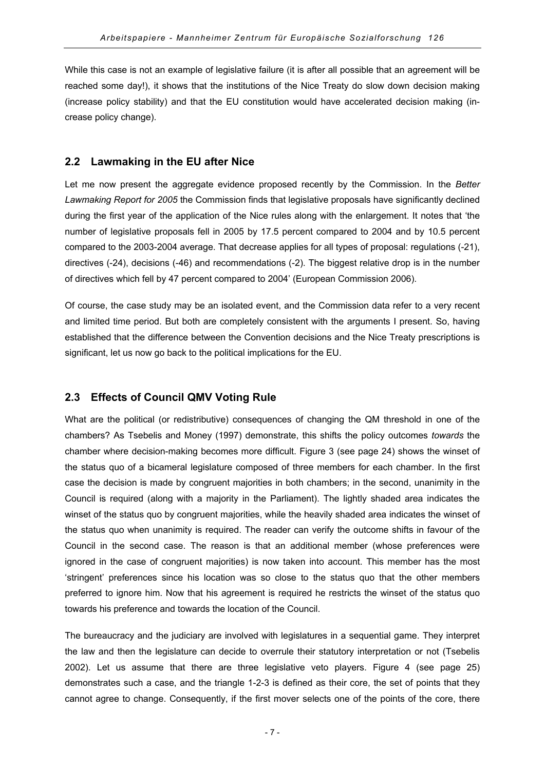While this case is not an example of legislative failure (it is after all possible that an agreement will be reached some day!), it shows that the institutions of the Nice Treaty do slow down decision making (increase policy stability) and that the EU constitution would have accelerated decision making (increase policy change).

## 2.2 Lawmaking in the EU after Nice

Let me now present the aggregate evidence proposed recently by the Commission. In the *Better Lawmaking Report for 2005* the Commission finds that legislative proposals have significantly declined during the first year of the application of the Nice rules along with the enlargement. It notes that 'the number of legislative proposals fell in 2005 by 17.5 percent compared to 2004 and by 10.5 percent compared to the 2003-2004 average. That decrease applies for all types of proposal: regulations (-21), directives (-24), decisions (-46) and recommendations (-2). The biggest relative drop is in the number of directives which fell by 47 percent compared to 2004' (European Commission 2006).

Of course, the case study may be an isolated event, and the Commission data refer to a very recent and limited time period. But both are completely consistent with the arguments I present. So, having established that the difference between the Convention decisions and the Nice Treaty prescriptions is significant, let us now go back to the political implications for the EU.

## 2.3 Effects of Council QMV Voting Rule

What are the political (or redistributive) consequences of changing the QM threshold in one of the chambers? As Tsebelis and Money (1997) demonstrate, this shifts the policy outcomes *towards* the chamber where decision-making becomes more difficult. Figure 3 (see page 24) shows the winset of the status quo of a bicameral legislature composed of three members for each chamber. In the first case the decision is made by congruent majorities in both chambers; in the second, unanimity in the Council is required (along with a majority in the Parliament). The lightly shaded area indicates the winset of the status quo by congruent majorities, while the heavily shaded area indicates the winset of the status quo when unanimity is required. The reader can verify the outcome shifts in favour of the Council in the second case. The reason is that an additional member (whose preferences were ignored in the case of congruent majorities) is now taken into account. This member has the most 'stringent' preferences since his location was so close to the status quo that the other members preferred to ignore him. Now that his agreement is required he restricts the winset of the status quo towards his preference and towards the location of the Council.

The bureaucracy and the judiciary are involved with legislatures in a sequential game. They interpret the law and then the legislature can decide to overrule their statutory interpretation or not (Tsebelis 2002). Let us assume that there are three legislative veto players. Figure 4 (see page 25) demonstrates such a case, and the triangle 1-2-3 is defined as their core, the set of points that they cannot agree to change. Consequently, if the first mover selects one of the points of the core, there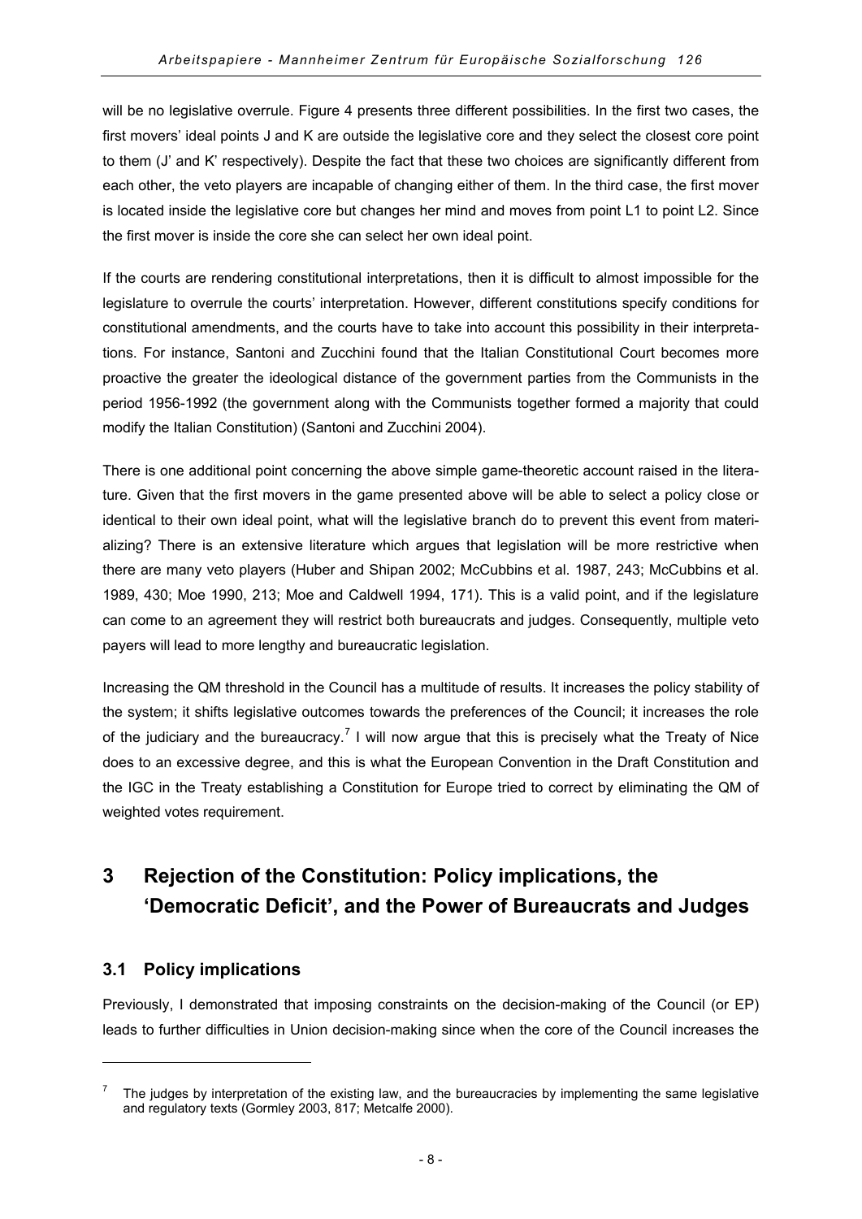will be no legislative overrule. Figure 4 presents three different possibilities. In the first two cases, the first movers' ideal points J and K are outside the legislative core and they select the closest core point to them (J' and K' respectively). Despite the fact that these two choices are significantly different from each other, the veto players are incapable of changing either of them. In the third case, the first mover is located inside the legislative core but changes her mind and moves from point L1 to point L2. Since the first mover is inside the core she can select her own ideal point.

If the courts are rendering constitutional interpretations, then it is difficult to almost impossible for the legislature to overrule the courts' interpretation. However, different constitutions specify conditions for constitutional amendments, and the courts have to take into account this possibility in their interpretations. For instance, Santoni and Zucchini found that the Italian Constitutional Court becomes more proactive the greater the ideological distance of the government parties from the Communists in the period 1956-1992 (the government along with the Communists together formed a majority that could modify the Italian Constitution) (Santoni and Zucchini 2004).

There is one additional point concerning the above simple game-theoretic account raised in the literature. Given that the first movers in the game presented above will be able to select a policy close or identical to their own ideal point, what will the legislative branch do to prevent this event from materializing? There is an extensive literature which argues that legislation will be more restrictive when there are many veto players (Huber and Shipan 2002; McCubbins et al. 1987, 243; McCubbins et al. 1989, 430; Moe 1990, 213; Moe and Caldwell 1994, 171). This is a valid point, and if the legislature can come to an agreement they will restrict both bureaucrats and judges. Consequently, multiple veto payers will lead to more lengthy and bureaucratic legislation.

Increasing the QM threshold in the Council has a multitude of results. It increases the policy stability of the system; it shifts legislative outcomes towards the preferences of the Council; it increases the role of the judiciary and the bureaucracy.[7] I will now argue that this is precisely what the Treaty of Nice does to an excessive degree, and this is what the European Convention in the Draft Constitution and the IGC in the Treaty establishing a Constitution for Europe tried to correct by eliminating the QM of weighted votes requirement.

# 3 Rejection of the Constitution: Policy implications, the 'Democratic Deficit', and the Power of Bureaucrats and Judges

## 3.1 Policy implications

Previously, I demonstrated that imposing constraints on the decision-making of the Council (or EP) leads to further difficulties in Union decision-making since when the core of the Council increases the

[7] The judges by interpretation of the existing law, and the bureaucracies by implementing the same legislative and regulatory texts (Gormley 2003, 817; Metcalfe 2000).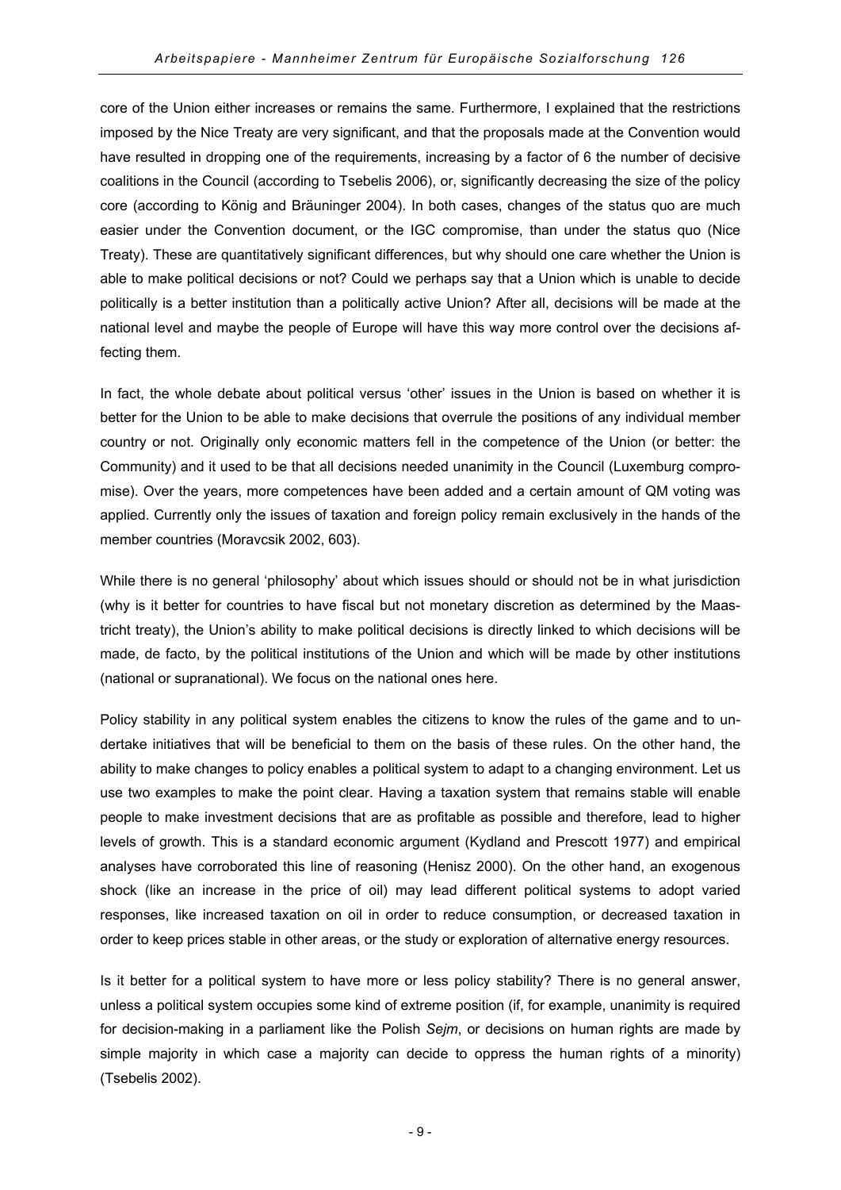core of the Union either increases or remains the same. Furthermore, I explained that the restrictions imposed by the Nice Treaty are very significant, and that the proposals made at the Convention would have resulted in dropping one of the requirements, increasing by a factor of 6 the number of decisive coalitions in the Council (according to Tsebelis 2006), or, significantly decreasing the size of the policy core (according to König and Bräuninger 2004). In both cases, changes of the status quo are much easier under the Convention document, or the IGC compromise, than under the status quo (Nice Treaty). These are quantitatively significant differences, but why should one care whether the Union is able to make political decisions or not? Could we perhaps say that a Union which is unable to decide politically is a better institution than a politically active Union? After all, decisions will be made at the national level and maybe the people of Europe will have this way more control over the decisions affecting them.

In fact, the whole debate about political versus 'other' issues in the Union is based on whether it is better for the Union to be able to make decisions that overrule the positions of any individual member country or not. Originally only economic matters fell in the competence of the Union (or better: the Community) and it used to be that all decisions needed unanimity in the Council (Luxemburg compromise). Over the years, more competences have been added and a certain amount of QM voting was applied. Currently only the issues of taxation and foreign policy remain exclusively in the hands of the member countries (Moravcsik 2002, 603).

While there is no general 'philosophy' about which issues should or should not be in what jurisdiction (why is it better for countries to have fiscal but not monetary discretion as determined by the Maastricht treaty), the Union's ability to make political decisions is directly linked to which decisions will be made, de facto, by the political institutions of the Union and which will be made by other institutions (national or supranational). We focus on the national ones here.

Policy stability in any political system enables the citizens to know the rules of the game and to undertake initiatives that will be beneficial to them on the basis of these rules. On the other hand, the ability to make changes to policy enables a political system to adapt to a changing environment. Let us use two examples to make the point clear. Having a taxation system that remains stable will enable people to make investment decisions that are as profitable as possible and therefore, lead to higher levels of growth. This is a standard economic argument (Kydland and Prescott 1977) and empirical analyses have corroborated this line of reasoning (Henisz 2000). On the other hand, an exogenous shock (like an increase in the price of oil) may lead different political systems to adopt varied responses, like increased taxation on oil in order to reduce consumption, or decreased taxation in order to keep prices stable in other areas, or the study or exploration of alternative energy resources.

Is it better for a political system to have more or less policy stability? There is no general answer, unless a political system occupies some kind of extreme position (if, for example, unanimity is required for decision-making in a parliament like the Polish *Sejm*, or decisions on human rights are made by simple majority in which case a majority can decide to oppress the human rights of a minority) (Tsebelis 2002).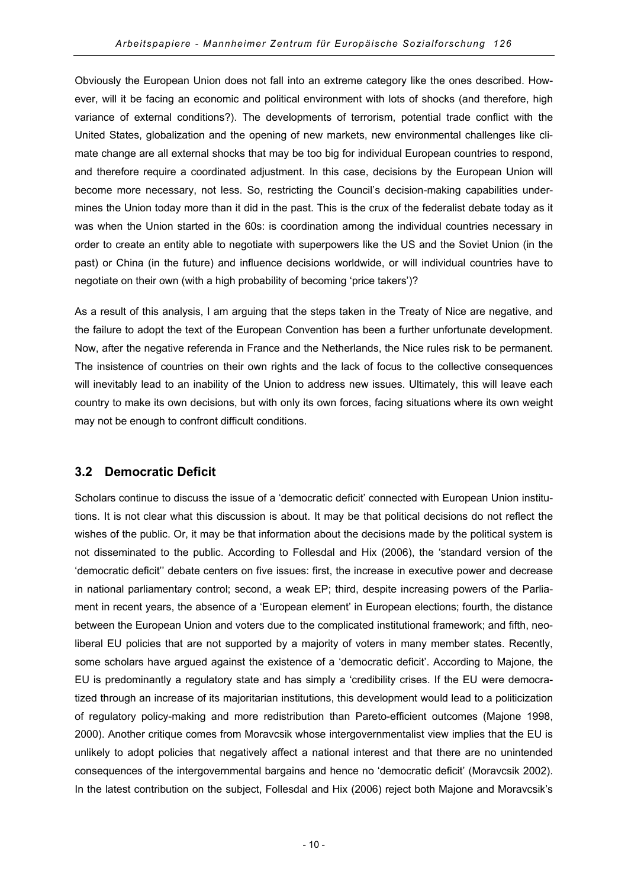Obviously the European Union does not fall into an extreme category like the ones described. However, will it be facing an economic and political environment with lots of shocks (and therefore, high variance of external conditions?). The developments of terrorism, potential trade conflict with the United States, globalization and the opening of new markets, new environmental challenges like climate change are all external shocks that may be too big for individual European countries to respond, and therefore require a coordinated adjustment. In this case, decisions by the European Union will become more necessary, not less. So, restricting the Council's decision-making capabilities undermines the Union today more than it did in the past. This is the crux of the federalist debate today as it was when the Union started in the 60s: is coordination among the individual countries necessary in order to create an entity able to negotiate with superpowers like the US and the Soviet Union (in the past) or China (in the future) and influence decisions worldwide, or will individual countries have to negotiate on their own (with a high probability of becoming 'price takers')?

As a result of this analysis, I am arguing that the steps taken in the Treaty of Nice are negative, and the failure to adopt the text of the European Convention has been a further unfortunate development. Now, after the negative referenda in France and the Netherlands, the Nice rules risk to be permanent. The insistence of countries on their own rights and the lack of focus to the collective consequences will inevitably lead to an inability of the Union to address new issues. Ultimately, this will leave each country to make its own decisions, but with only its own forces, facing situations where its own weight may not be enough to confront difficult conditions.

## 3.2 Democratic Deficit

Scholars continue to discuss the issue of a 'democratic deficit' connected with European Union institutions. It is not clear what this discussion is about. It may be that political decisions do not reflect the wishes of the public. Or, it may be that information about the decisions made by the political system is not disseminated to the public. According to Follesdal and Hix (2006), the 'standard version of the 'democratic deficit'' debate centers on five issues: first, the increase in executive power and decrease in national parliamentary control; second, a weak EP; third, despite increasing powers of the Parliament in recent years, the absence of a 'European element' in European elections; fourth, the distance between the European Union and voters due to the complicated institutional framework; and fifth, neoliberal EU policies that are not supported by a majority of voters in many member states. Recently, some scholars have argued against the existence of a 'democratic deficit'. According to Majone, the EU is predominantly a regulatory state and has simply a 'credibility crises. If the EU were democratized through an increase of its majoritarian institutions, this development would lead to a politicization of regulatory policy-making and more redistribution than Pareto-efficient outcomes (Majone 1998, 2000). Another critique comes from Moravcsik whose intergovernmentalist view implies that the EU is unlikely to adopt policies that negatively affect a national interest and that there are no unintended consequences of the intergovernmental bargains and hence no 'democratic deficit' (Moravcsik 2002). In the latest contribution on the subject, Follesdal and Hix (2006) reject both Majone and Moravcsik's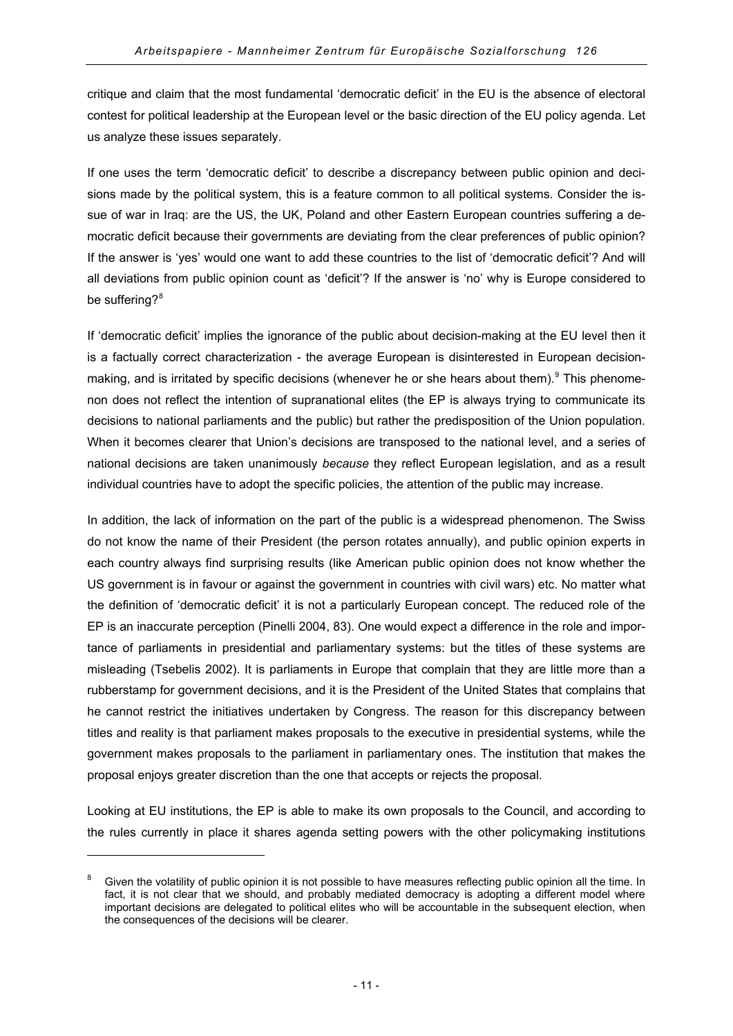critique and claim that the most fundamental 'democratic deficit' in the EU is the absence of electoral contest for political leadership at the European level or the basic direction of the EU policy agenda. Let us analyze these issues separately.

If one uses the term 'democratic deficit' to describe a discrepancy between public opinion and decisions made by the political system, this is a feature common to all political systems. Consider the issue of war in Iraq: are the US, the UK, Poland and other Eastern European countries suffering a democratic deficit because their governments are deviating from the clear preferences of public opinion? If the answer is 'yes' would one want to add these countries to the list of 'democratic deficit'? And will all deviations from public opinion count as 'deficit'? If the answer is 'no' why is Europe considered to be suffering?[8]

If 'democratic deficit' implies the ignorance of the public about decision-making at the EU level then it is a factually correct characterization - the average European is disinterested in European decision-making, and is irritated by specific decisions (whenever he or she hears about them).[9] This phenomenon does not reflect the intention of supranational elites (the EP is always trying to communicate its decisions to national parliaments and the public) but rather the predisposition of the Union population. When it becomes clearer that Union's decisions are transposed to the national level, and a series of national decisions are taken unanimously *because* they reflect European legislation, and as a result individual countries have to adopt the specific policies, the attention of the public may increase.

In addition, the lack of information on the part of the public is a widespread phenomenon. The Swiss do not know the name of their President (the person rotates annually), and public opinion experts in each country always find surprising results (like American public opinion does not know whether the US government is in favour or against the government in countries with civil wars) etc. No matter what the definition of 'democratic deficit' it is not a particularly European concept. The reduced role of the EP is an inaccurate perception (Pinelli 2004, 83). One would expect a difference in the role and importance of parliaments in presidential and parliamentary systems: but the titles of these systems are misleading (Tsebelis 2002). It is parliaments in Europe that complain that they are little more than a rubberstamp for government decisions, and it is the President of the United States that complains that he cannot restrict the initiatives undertaken by Congress. The reason for this discrepancy between titles and reality is that parliament makes proposals to the executive in presidential systems, while the government makes proposals to the parliament in parliamentary ones. The institution that makes the proposal enjoys greater discretion than the one that accepts or rejects the proposal.

Looking at EU institutions, the EP is able to make its own proposals to the Council, and according to the rules currently in place it shares agenda setting powers with the other policymaking institutions

---

[8] Given the volatility of public opinion it is not possible to have measures reflecting public opinion all the time. In fact, it is not clear that we should, and probably mediated democracy is adopting a different model where important decisions are delegated to political elites who will be accountable in the subsequent election, when the consequences of the decisions will be clearer.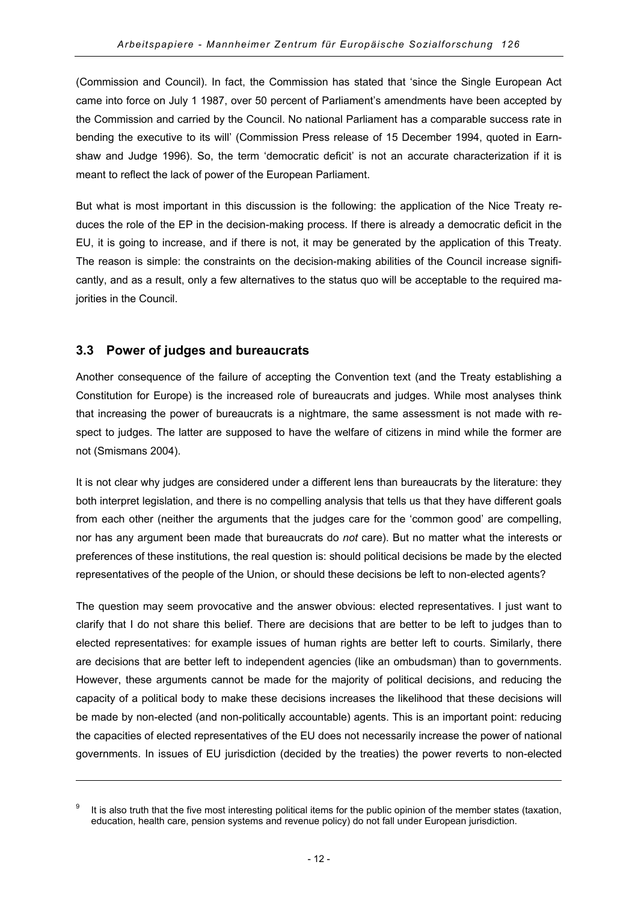(Commission and Council). In fact, the Commission has stated that 'since the Single European Act came into force on July 1 1987, over 50 percent of Parliament's amendments have been accepted by the Commission and carried by the Council. No national Parliament has a comparable success rate in bending the executive to its will' (Commission Press release of 15 December 1994, quoted in Earnshaw and Judge 1996). So, the term 'democratic deficit' is not an accurate characterization if it is meant to reflect the lack of power of the European Parliament.

But what is most important in this discussion is the following: the application of the Nice Treaty reduces the role of the EP in the decision-making process. If there is already a democratic deficit in the EU, it is going to increase, and if there is not, it may be generated by the application of this Treaty. The reason is simple: the constraints on the decision-making abilities of the Council increase significantly, and as a result, only a few alternatives to the status quo will be acceptable to the required majorities in the Council.

## 3.3 Power of judges and bureaucrats

Another consequence of the failure of accepting the Convention text (and the Treaty establishing a Constitution for Europe) is the increased role of bureaucrats and judges. While most analyses think that increasing the power of bureaucrats is a nightmare, the same assessment is not made with respect to judges. The latter are supposed to have the welfare of citizens in mind while the former are not (Smismans 2004).

It is not clear why judges are considered under a different lens than bureaucrats by the literature: they both interpret legislation, and there is no compelling analysis that tells us that they have different goals from each other (neither the arguments that the judges care for the 'common good' are compelling, nor has any argument been made that bureaucrats do *not* care). But no matter what the interests or preferences of these institutions, the real question is: should political decisions be made by the elected representatives of the people of the Union, or should these decisions be left to non-elected agents?

The question may seem provocative and the answer obvious: elected representatives. I just want to clarify that I do not share this belief. There are decisions that are better to be left to judges than to elected representatives: for example issues of human rights are better left to courts. Similarly, there are decisions that are better left to independent agencies (like an ombudsman) than to governments. However, these arguments cannot be made for the majority of political decisions, and reducing the capacity of a political body to make these decisions increases the likelihood that these decisions will be made by non-elected (and non-politically accountable) agents. This is an important point: reducing the capacities of elected representatives of the EU does not necessarily increase the power of national governments. In issues of EU jurisdiction (decided by the treaties) the power reverts to non-elected

---

[9] It is also truth that the five most interesting political items for the public opinion of the member states (taxation, education, health care, pension systems and revenue policy) do not fall under European jurisdiction.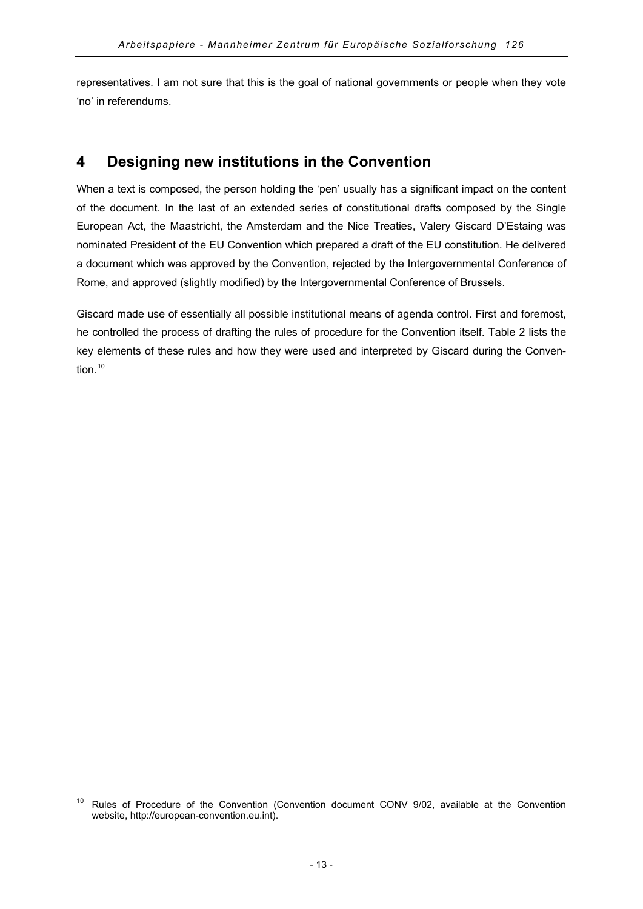representatives. I am not sure that this is the goal of national governments or people when they vote 'no' in referendums.

## 4 Designing new institutions in the Convention

When a text is composed, the person holding the 'pen' usually has a significant impact on the content of the document. In the last of an extended series of constitutional drafts composed by the Single European Act, the Maastricht, the Amsterdam and the Nice Treaties, Valery Giscard D'Estaing was nominated President of the EU Convention which prepared a draft of the EU constitution. He delivered a document which was approved by the Convention, rejected by the Intergovernmental Conference of Rome, and approved (slightly modified) by the Intergovernmental Conference of Brussels.

Giscard made use of essentially all possible institutional means of agenda control. First and foremost, he controlled the process of drafting the rules of procedure for the Convention itself. Table 2 lists the key elements of these rules and how they were used and interpreted by Giscard during the Convention.[10]

---

[10] Rules of Procedure of the Convention (Convention document CONV 9/02, available at the Convention website, http://european-convention.eu.int).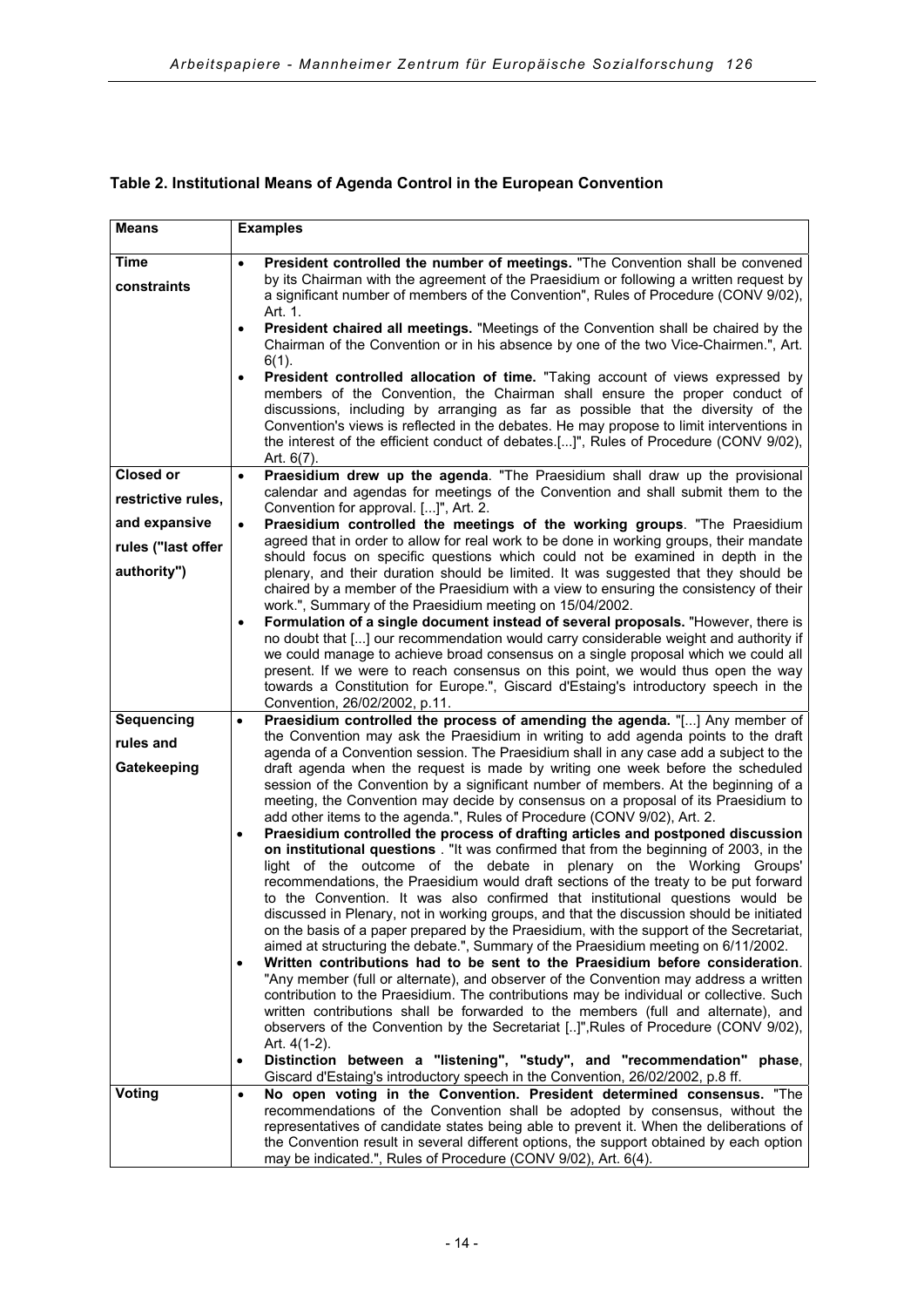**Table 2. Institutional Means of Agenda Control in the European Convention**

| Means | Examples |
|---|---|
| Time constraints | • **President controlled the number of meetings.** "The Convention shall be convened by its Chairman with the agreement of the Praesidium or following a written request by a significant number of members of the Convention", Rules of Procedure (CONV 9/02), Art. 1.<br>• **President chaired all meetings.** "Meetings of the Convention shall be chaired by the Chairman of the Convention or in his absence by one of the two Vice-Chairmen.", Art. 6(1).<br>• **President controlled allocation of time.** "Taking account of views expressed by members of the Convention, the Chairman shall ensure the proper conduct of discussions, including by arranging as far as possible that the diversity of the Convention's views is reflected in the debates. He may propose to limit interventions in the interest of the efficient conduct of debates.[...]", Rules of Procedure (CONV 9/02), Art. 6(7). |
| Closed or restrictive rules, and expansive rules ("last offer authority") | • **Praesidium drew up the agenda**. "The Praesidium shall draw up the provisional calendar and agendas for meetings of the Convention and shall submit them to the Convention for approval. [...]", Art. 2.<br>• **Praesidium controlled the meetings of the working groups**. "The Praesidium agreed that in order to allow for real work to be done in working groups, their mandate should focus on specific questions which could not be examined in depth in the plenary, and their duration should be limited. It was suggested that they should be chaired by a member of the Praesidium with a view to ensuring the consistency of their work.", Summary of the Praesidium meeting on 15/04/2002.<br>• **Formulation of a single document instead of several proposals.** "However, there is no doubt that [...] our recommendation would carry considerable weight and authority if we could manage to achieve broad consensus on a single proposal which we could all present. If we were to reach consensus on this point, we would thus open the way towards a Constitution for Europe.", Giscard d'Estaing's introductory speech in the Convention, 26/02/2002, p.11. |
| Sequencing rules and Gatekeeping | • **Praesidium controlled the process of amending the agenda.** "[...] Any member of the Convention may ask the Praesidium in writing to add agenda points to the draft agenda of a Convention session. The Praesidium shall in any case add a subject to the draft agenda when the request is made by writing one week before the scheduled session of the Convention by a significant number of members. At the beginning of a meeting, the Convention may decide by consensus on a proposal of its Praesidium to add other items to the agenda.", Rules of Procedure (CONV 9/02), Art. 2.<br>• **Praesidium controlled the process of drafting articles and postponed discussion on institutional questions** . "It was confirmed that from the beginning of 2003, in the light of the outcome of the debate in plenary on the Working Groups' recommendations, the Praesidium would draft sections of the treaty to be put forward to the Convention. It was also confirmed that institutional questions would be discussed in Plenary, not in working groups, and that the discussion should be initiated on the basis of a paper prepared by the Praesidium, with the support of the Secretariat, aimed at structuring the debate.", Summary of the Praesidium meeting on 6/11/2002.<br>• **Written contributions had to be sent to the Praesidium before consideration**. "Any member (full or alternate), and observer of the Convention may address a written contribution to the Praesidium. The contributions may be individual or collective. Such written contributions shall be forwarded to the members (full and alternate), and observers of the Convention by the Secretariat [..]",Rules of Procedure (CONV 9/02), Art. 4(1-2).<br>• **Distinction between a "listening", "study", and "recommendation" phase**, Giscard d'Estaing's introductory speech in the Convention, 26/02/2002, p.8 ff. |
| Voting | • **No open voting in the Convention. President determined consensus.** "The recommendations of the Convention shall be adopted by consensus, without the representatives of candidate states being able to prevent it. When the deliberations of the Convention result in several different options, the support obtained by each option may be indicated.", Rules of Procedure (CONV 9/02), Art. 6(4). |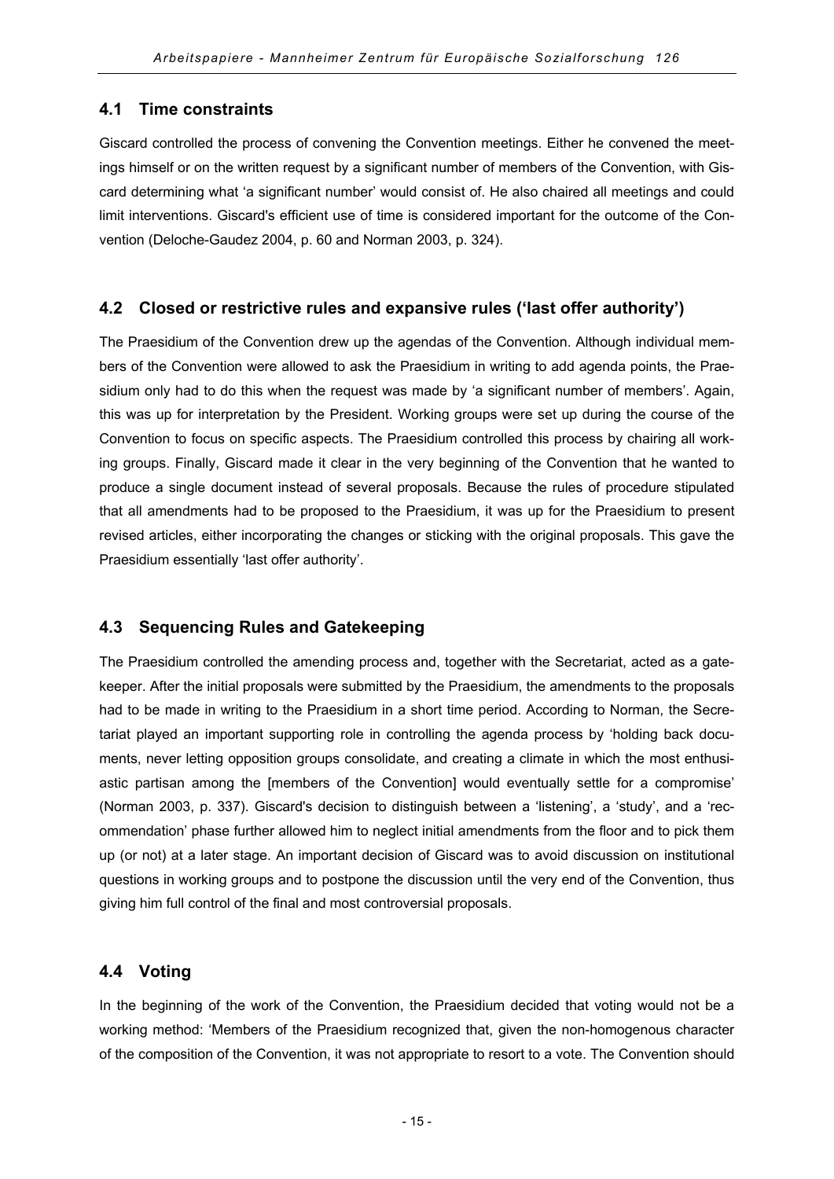## 4.1 Time constraints

Giscard controlled the process of convening the Convention meetings. Either he convened the meetings himself or on the written request by a significant number of members of the Convention, with Giscard determining what 'a significant number' would consist of. He also chaired all meetings and could limit interventions. Giscard's efficient use of time is considered important for the outcome of the Convention (Deloche-Gaudez 2004, p. 60 and Norman 2003, p. 324).

## 4.2 Closed or restrictive rules and expansive rules ('last offer authority')

The Praesidium of the Convention drew up the agendas of the Convention. Although individual members of the Convention were allowed to ask the Praesidium in writing to add agenda points, the Praesidium only had to do this when the request was made by 'a significant number of members'. Again, this was up for interpretation by the President. Working groups were set up during the course of the Convention to focus on specific aspects. The Praesidium controlled this process by chairing all working groups. Finally, Giscard made it clear in the very beginning of the Convention that he wanted to produce a single document instead of several proposals. Because the rules of procedure stipulated that all amendments had to be proposed to the Praesidium, it was up for the Praesidium to present revised articles, either incorporating the changes or sticking with the original proposals. This gave the Praesidium essentially 'last offer authority'.

## 4.3 Sequencing Rules and Gatekeeping

The Praesidium controlled the amending process and, together with the Secretariat, acted as a gatekeeper. After the initial proposals were submitted by the Praesidium, the amendments to the proposals had to be made in writing to the Praesidium in a short time period. According to Norman, the Secretariat played an important supporting role in controlling the agenda process by 'holding back documents, never letting opposition groups consolidate, and creating a climate in which the most enthusiastic partisan among the [members of the Convention] would eventually settle for a compromise' (Norman 2003, p. 337). Giscard's decision to distinguish between a 'listening', a 'study', and a 'recommendation' phase further allowed him to neglect initial amendments from the floor and to pick them up (or not) at a later stage. An important decision of Giscard was to avoid discussion on institutional questions in working groups and to postpone the discussion until the very end of the Convention, thus giving him full control of the final and most controversial proposals.

## 4.4 Voting

In the beginning of the work of the Convention, the Praesidium decided that voting would not be a working method: 'Members of the Praesidium recognized that, given the non-homogenous character of the composition of the Convention, it was not appropriate to resort to a vote. The Convention should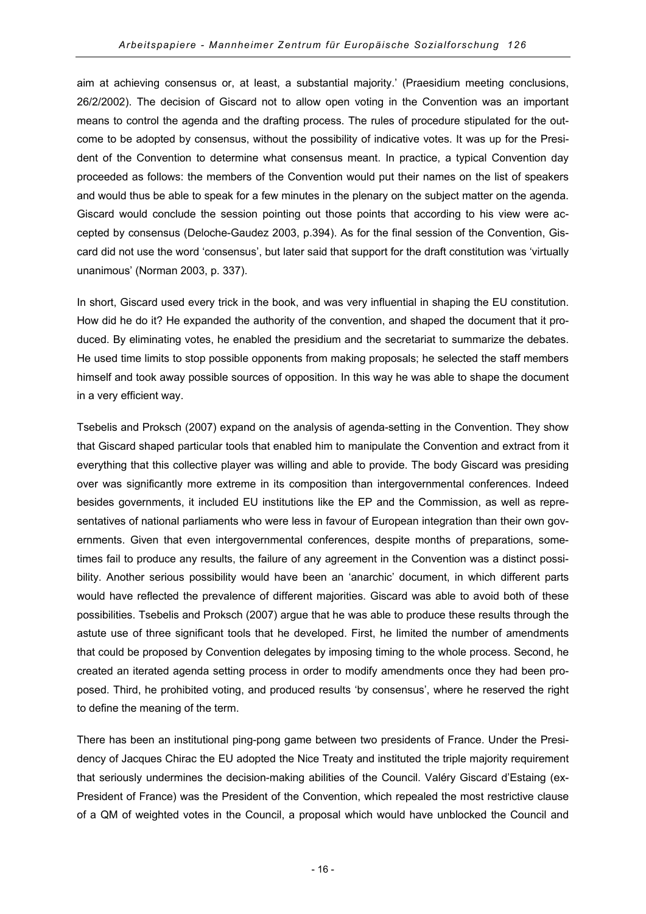aim at achieving consensus or, at least, a substantial majority.' (Praesidium meeting conclusions, 26/2/2002). The decision of Giscard not to allow open voting in the Convention was an important means to control the agenda and the drafting process. The rules of procedure stipulated for the outcome to be adopted by consensus, without the possibility of indicative votes. It was up for the President of the Convention to determine what consensus meant. In practice, a typical Convention day proceeded as follows: the members of the Convention would put their names on the list of speakers and would thus be able to speak for a few minutes in the plenary on the subject matter on the agenda. Giscard would conclude the session pointing out those points that according to his view were accepted by consensus (Deloche-Gaudez 2003, p.394). As for the final session of the Convention, Giscard did not use the word 'consensus', but later said that support for the draft constitution was 'virtually unanimous' (Norman 2003, p. 337).

In short, Giscard used every trick in the book, and was very influential in shaping the EU constitution. How did he do it? He expanded the authority of the convention, and shaped the document that it produced. By eliminating votes, he enabled the presidium and the secretariat to summarize the debates. He used time limits to stop possible opponents from making proposals; he selected the staff members himself and took away possible sources of opposition. In this way he was able to shape the document in a very efficient way.

Tsebelis and Proksch (2007) expand on the analysis of agenda-setting in the Convention. They show that Giscard shaped particular tools that enabled him to manipulate the Convention and extract from it everything that this collective player was willing and able to provide. The body Giscard was presiding over was significantly more extreme in its composition than intergovernmental conferences. Indeed besides governments, it included EU institutions like the EP and the Commission, as well as representatives of national parliaments who were less in favour of European integration than their own governments. Given that even intergovernmental conferences, despite months of preparations, sometimes fail to produce any results, the failure of any agreement in the Convention was a distinct possibility. Another serious possibility would have been an 'anarchic' document, in which different parts would have reflected the prevalence of different majorities. Giscard was able to avoid both of these possibilities. Tsebelis and Proksch (2007) argue that he was able to produce these results through the astute use of three significant tools that he developed. First, he limited the number of amendments that could be proposed by Convention delegates by imposing timing to the whole process. Second, he created an iterated agenda setting process in order to modify amendments once they had been proposed. Third, he prohibited voting, and produced results 'by consensus', where he reserved the right to define the meaning of the term.

There has been an institutional ping-pong game between two presidents of France. Under the Presidency of Jacques Chirac the EU adopted the Nice Treaty and instituted the triple majority requirement that seriously undermines the decision-making abilities of the Council. Valéry Giscard d'Estaing (ex-President of France) was the President of the Convention, which repealed the most restrictive clause of a QM of weighted votes in the Council, a proposal which would have unblocked the Council and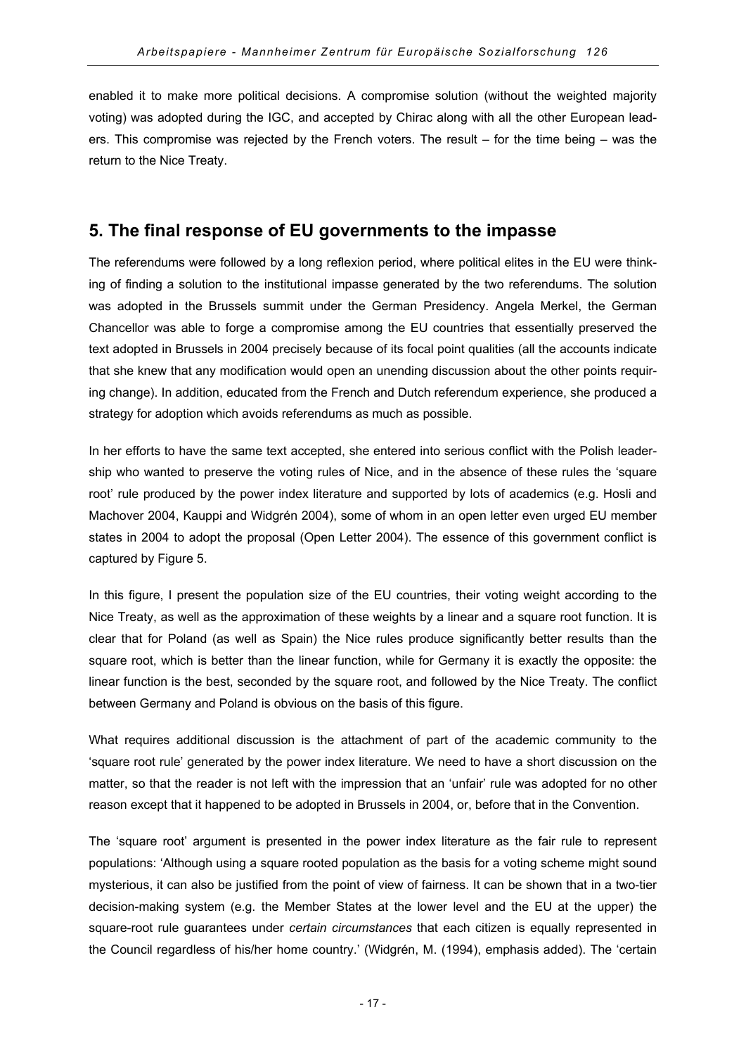enabled it to make more political decisions. A compromise solution (without the weighted majority voting) was adopted during the IGC, and accepted by Chirac along with all the other European leaders. This compromise was rejected by the French voters. The result – for the time being – was the return to the Nice Treaty.

## 5. The final response of EU governments to the impasse

The referendums were followed by a long reflexion period, where political elites in the EU were thinking of finding a solution to the institutional impasse generated by the two referendums. The solution was adopted in the Brussels summit under the German Presidency. Angela Merkel, the German Chancellor was able to forge a compromise among the EU countries that essentially preserved the text adopted in Brussels in 2004 precisely because of its focal point qualities (all the accounts indicate that she knew that any modification would open an unending discussion about the other points requiring change). In addition, educated from the French and Dutch referendum experience, she produced a strategy for adoption which avoids referendums as much as possible.

In her efforts to have the same text accepted, she entered into serious conflict with the Polish leadership who wanted to preserve the voting rules of Nice, and in the absence of these rules the 'square root' rule produced by the power index literature and supported by lots of academics (e.g. Hosli and Machover 2004, Kauppi and Widgrén 2004), some of whom in an open letter even urged EU member states in 2004 to adopt the proposal (Open Letter 2004). The essence of this government conflict is captured by Figure 5.

In this figure, I present the population size of the EU countries, their voting weight according to the Nice Treaty, as well as the approximation of these weights by a linear and a square root function. It is clear that for Poland (as well as Spain) the Nice rules produce significantly better results than the square root, which is better than the linear function, while for Germany it is exactly the opposite: the linear function is the best, seconded by the square root, and followed by the Nice Treaty. The conflict between Germany and Poland is obvious on the basis of this figure.

What requires additional discussion is the attachment of part of the academic community to the 'square root rule' generated by the power index literature. We need to have a short discussion on the matter, so that the reader is not left with the impression that an 'unfair' rule was adopted for no other reason except that it happened to be adopted in Brussels in 2004, or, before that in the Convention.

The 'square root' argument is presented in the power index literature as the fair rule to represent populations: 'Although using a square rooted population as the basis for a voting scheme might sound mysterious, it can also be justified from the point of view of fairness. It can be shown that in a two-tier decision-making system (e.g. the Member States at the lower level and the EU at the upper) the square-root rule guarantees under *certain circumstances* that each citizen is equally represented in the Council regardless of his/her home country.' (Widgrén, M. (1994), emphasis added). The 'certain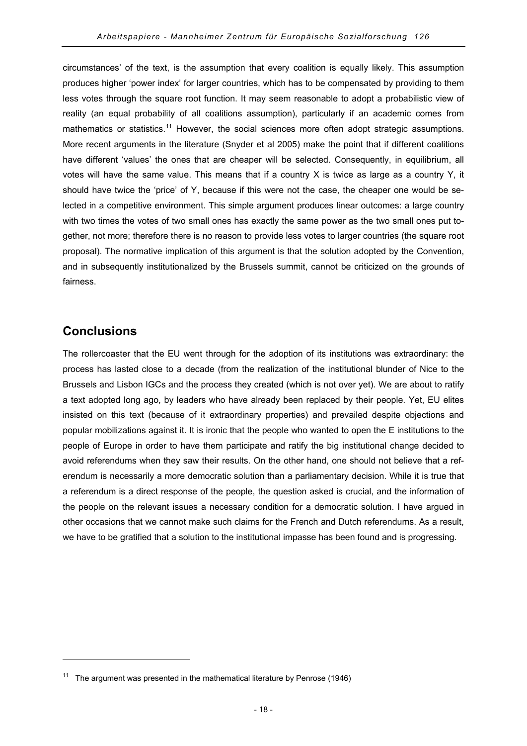circumstances' of the text, is the assumption that every coalition is equally likely. This assumption produces higher 'power index' for larger countries, which has to be compensated by providing to them less votes through the square root function. It may seem reasonable to adopt a probabilistic view of reality (an equal probability of all coalitions assumption), particularly if an academic comes from mathematics or statistics.[11] However, the social sciences more often adopt strategic assumptions. More recent arguments in the literature (Snyder et al 2005) make the point that if different coalitions have different 'values' the ones that are cheaper will be selected. Consequently, in equilibrium, all votes will have the same value. This means that if a country X is twice as large as a country Y, it should have twice the 'price' of Y, because if this were not the case, the cheaper one would be selected in a competitive environment. This simple argument produces linear outcomes: a large country with two times the votes of two small ones has exactly the same power as the two small ones put together, not more; therefore there is no reason to provide less votes to larger countries (the square root proposal). The normative implication of this argument is that the solution adopted by the Convention, and in subsequently institutionalized by the Brussels summit, cannot be criticized on the grounds of fairness.

## Conclusions

The rollercoaster that the EU went through for the adoption of its institutions was extraordinary: the process has lasted close to a decade (from the realization of the institutional blunder of Nice to the Brussels and Lisbon IGCs and the process they created (which is not over yet). We are about to ratify a text adopted long ago, by leaders who have already been replaced by their people. Yet, EU elites insisted on this text (because of it extraordinary properties) and prevailed despite objections and popular mobilizations against it. It is ironic that the people who wanted to open the E institutions to the people of Europe in order to have them participate and ratify the big institutional change decided to avoid referendums when they saw their results. On the other hand, one should not believe that a referendum is necessarily a more democratic solution than a parliamentary decision. While it is true that a referendum is a direct response of the people, the question asked is crucial, and the information of the people on the relevant issues a necessary condition for a democratic solution. I have argued in other occasions that we cannot make such claims for the French and Dutch referendums. As a result, we have to be gratified that a solution to the institutional impasse has been found and is progressing.

---

[11] The argument was presented in the mathematical literature by Penrose (1946)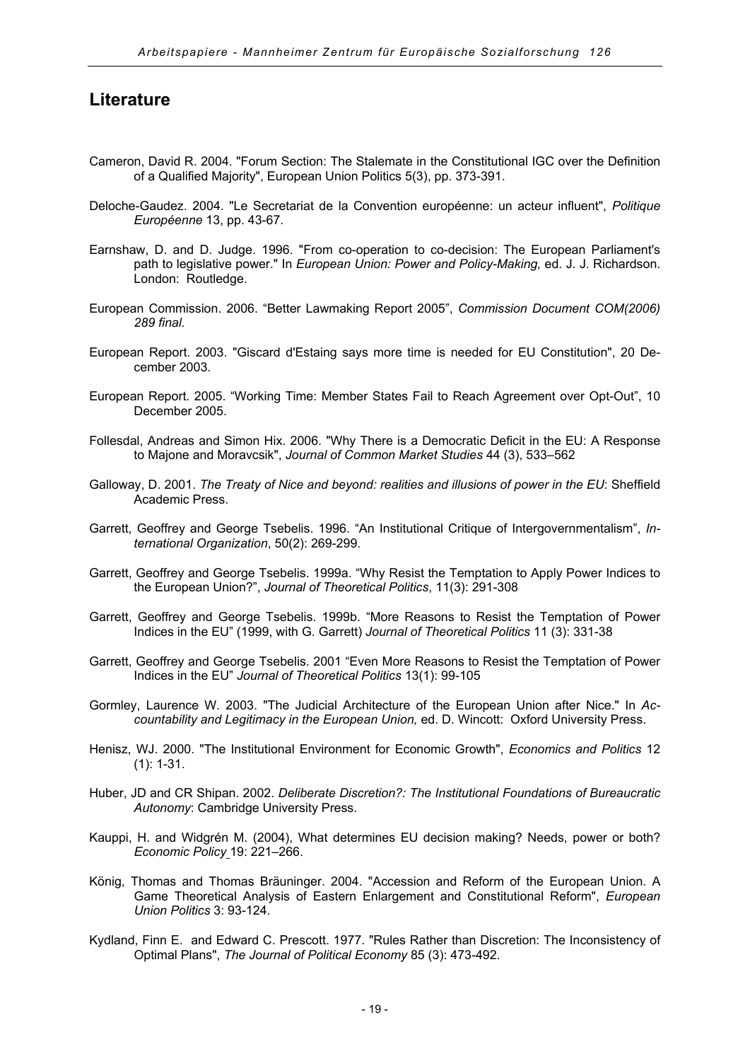## Literature

Cameron, David R. 2004. "Forum Section: The Stalemate in the Constitutional IGC over the Definition of a Qualified Majority", European Union Politics 5(3), pp. 373-391.

Deloche-Gaudez. 2004. "Le Secretariat de la Convention européenne: un acteur influent", *Politique Européenne* 13, pp. 43-67.

Earnshaw, D. and D. Judge. 1996. "From co-operation to co-decision: The European Parliament's path to legislative power." In *European Union: Power and Policy-Making,* ed. J. J. Richardson. London: Routledge.

European Commission. 2006. "Better Lawmaking Report 2005", *Commission Document COM(2006) 289 final.*

European Report. 2003. "Giscard d'Estaing says more time is needed for EU Constitution", 20 December 2003.

European Report. 2005. "Working Time: Member States Fail to Reach Agreement over Opt-Out", 10 December 2005.

Follesdal, Andreas and Simon Hix. 2006. "Why There is a Democratic Deficit in the EU: A Response to Majone and Moravcsik", *Journal of Common Market Studies* 44 (3), 533–562

Galloway, D. 2001. *The Treaty of Nice and beyond: realities and illusions of power in the EU*: Sheffield Academic Press.

Garrett, Geoffrey and George Tsebelis. 1996. "An Institutional Critique of Intergovernmentalism", *International Organization*, 50(2): 269-299.

Garrett, Geoffrey and George Tsebelis. 1999a. "Why Resist the Temptation to Apply Power Indices to the European Union?", *Journal of Theoretical Politics*, 11(3): 291-308

Garrett, Geoffrey and George Tsebelis. 1999b. "More Reasons to Resist the Temptation of Power Indices in the EU" (1999, with G. Garrett) *Journal of Theoretical Politics* 11 (3): 331-38

Garrett, Geoffrey and George Tsebelis. 2001 "Even More Reasons to Resist the Temptation of Power Indices in the EU" *Journal of Theoretical Politics* 13(1): 99-105

Gormley, Laurence W. 2003. "The Judicial Architecture of the European Union after Nice." In *Accountability and Legitimacy in the European Union,* ed. D. Wincott: Oxford University Press.

Henisz, WJ. 2000. "The Institutional Environment for Economic Growth", *Economics and Politics* 12 (1): 1-31.

Huber, JD and CR Shipan. 2002. *Deliberate Discretion?: The Institutional Foundations of Bureaucratic Autonomy*: Cambridge University Press.

Kauppi, H. and Widgrén M. (2004), What determines EU decision making? Needs, power or both? *Economic Policy* 19: 221–266.

König, Thomas and Thomas Bräuninger. 2004. "Accession and Reform of the European Union. A Game Theoretical Analysis of Eastern Enlargement and Constitutional Reform", *European Union Politics* 3: 93-124.

Kydland, Finn E. and Edward C. Prescott. 1977. "Rules Rather than Discretion: The Inconsistency of Optimal Plans", *The Journal of Political Economy* 85 (3): 473-492.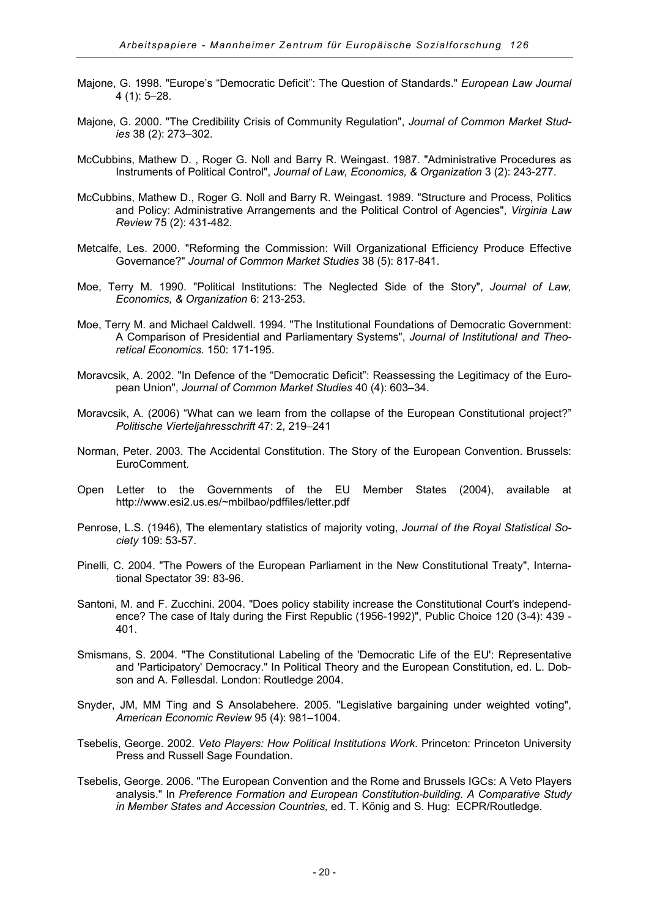Majone, G. 1998. "Europe's "Democratic Deficit": The Question of Standards." *European Law Journal* 4 (1): 5–28.

Majone, G. 2000. "The Credibility Crisis of Community Regulation", *Journal of Common Market Studies* 38 (2): 273–302.

McCubbins, Mathew D. , Roger G. Noll and Barry R. Weingast. 1987. "Administrative Procedures as Instruments of Political Control", *Journal of Law, Economics, & Organization* 3 (2): 243-277.

McCubbins, Mathew D., Roger G. Noll and Barry R. Weingast. 1989. "Structure and Process, Politics and Policy: Administrative Arrangements and the Political Control of Agencies", *Virginia Law Review* 75 (2): 431-482.

Metcalfe, Les. 2000. "Reforming the Commission: Will Organizational Efficiency Produce Effective Governance?" *Journal of Common Market Studies* 38 (5): 817-841.

Moe, Terry M. 1990. "Political Institutions: The Neglected Side of the Story", *Journal of Law, Economics, & Organization* 6: 213-253.

Moe, Terry M. and Michael Caldwell. 1994. "The Institutional Foundations of Democratic Government: A Comparison of Presidential and Parliamentary Systems", *Journal of Institutional and Theoretical Economics.* 150: 171-195.

Moravcsik, A. 2002. "In Defence of the "Democratic Deficit": Reassessing the Legitimacy of the European Union", *Journal of Common Market Studies* 40 (4): 603–34.

Moravcsik, A. (2006) "What can we learn from the collapse of the European Constitutional project?" *Politische Vierteljahresschrift* 47: 2, 219–241

Norman, Peter. 2003. The Accidental Constitution. The Story of the European Convention. Brussels: EuroComment.

Open Letter to the Governments of the EU Member States (2004), available at http://www.esi2.us.es/~mbilbao/pdffiles/letter.pdf

Penrose, L.S. (1946), The elementary statistics of majority voting, *Journal of the Royal Statistical Society* 109: 53-57.

Pinelli, C. 2004. "The Powers of the European Parliament in the New Constitutional Treaty", International Spectator 39: 83-96.

Santoni, M. and F. Zucchini. 2004. "Does policy stability increase the Constitutional Court's independence? The case of Italy during the First Republic (1956-1992)", Public Choice 120 (3-4): 439 - 401.

Smismans, S. 2004. "The Constitutional Labeling of the 'Democratic Life of the EU': Representative and 'Participatory' Democracy." In Political Theory and the European Constitution, ed. L. Dobson and A. Føllesdal. London: Routledge 2004.

Snyder, JM, MM Ting and S Ansolabehere. 2005. "Legislative bargaining under weighted voting", *American Economic Review* 95 (4): 981–1004.

Tsebelis, George. 2002. *Veto Players: How Political Institutions Work*. Princeton: Princeton University Press and Russell Sage Foundation.

Tsebelis, George. 2006. "The European Convention and the Rome and Brussels IGCs: A Veto Players analysis." In *Preference Formation and European Constitution-building. A Comparative Study in Member States and Accession Countries,* ed. T. König and S. Hug: ECPR/Routledge.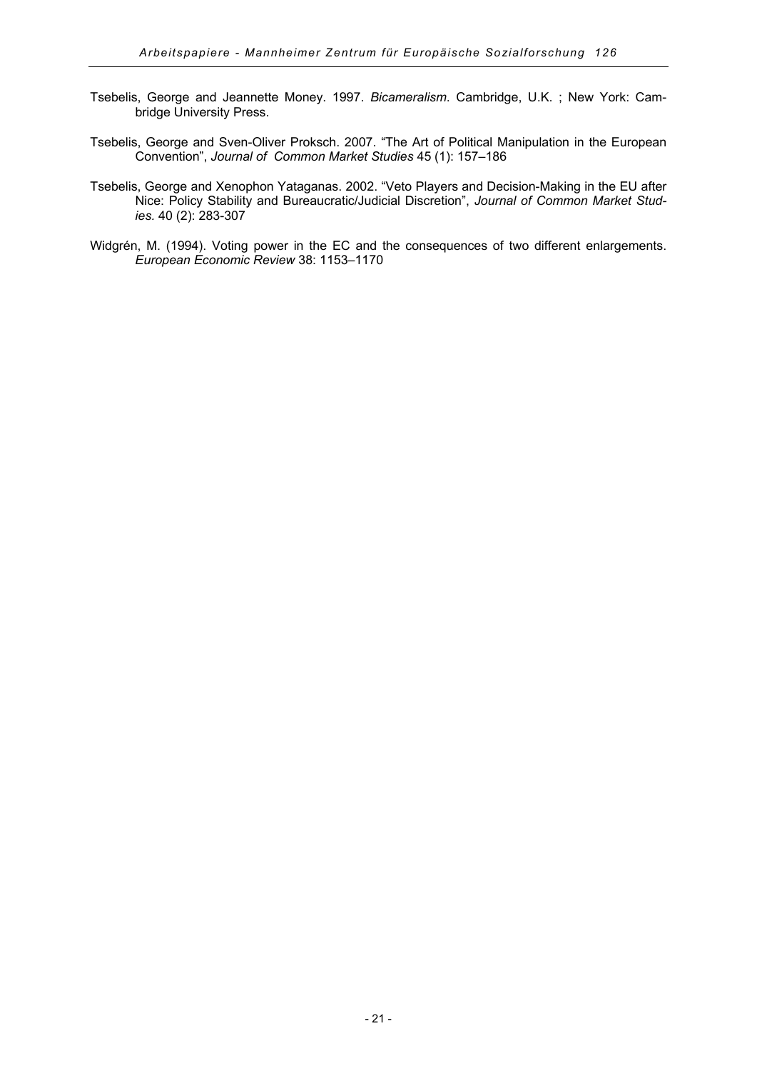Tsebelis, George and Jeannette Money. 1997. *Bicameralism*. Cambridge, U.K. ; New York: Cambridge University Press.

Tsebelis, George and Sven-Oliver Proksch. 2007. "The Art of Political Manipulation in the European Convention", *Journal of Common Market Studies* 45 (1): 157–186

Tsebelis, George and Xenophon Yataganas. 2002. "Veto Players and Decision-Making in the EU after Nice: Policy Stability and Bureaucratic/Judicial Discretion", *Journal of Common Market Studies*. 40 (2): 283-307

Widgrén, M. (1994). Voting power in the EC and the consequences of two different enlargements. *European Economic Review* 38: 1153–1170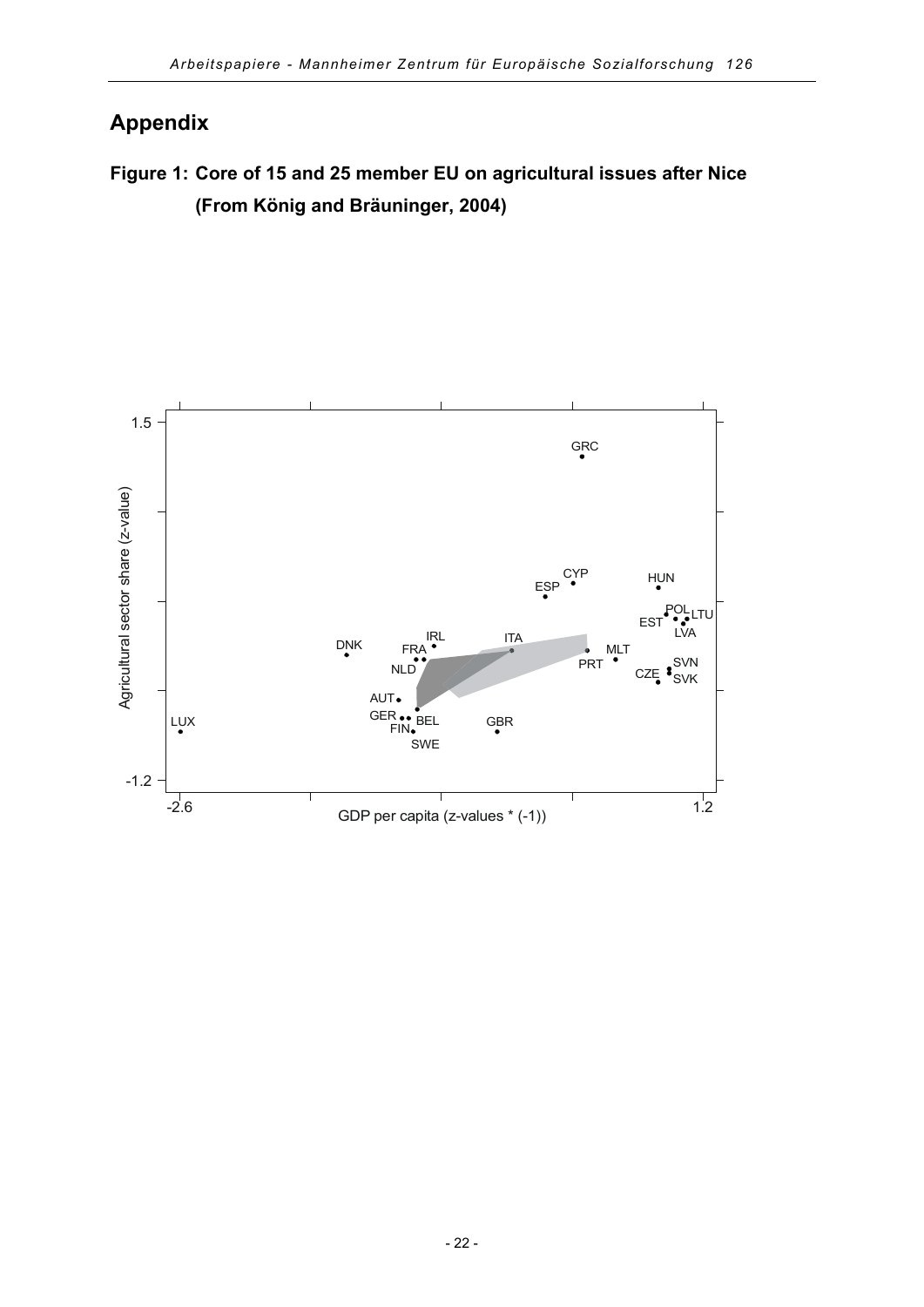# Appendix

## Figure 1: Core of 15 and 25 member EU on agricultural issues after Nice (From König and Bräuninger, 2004)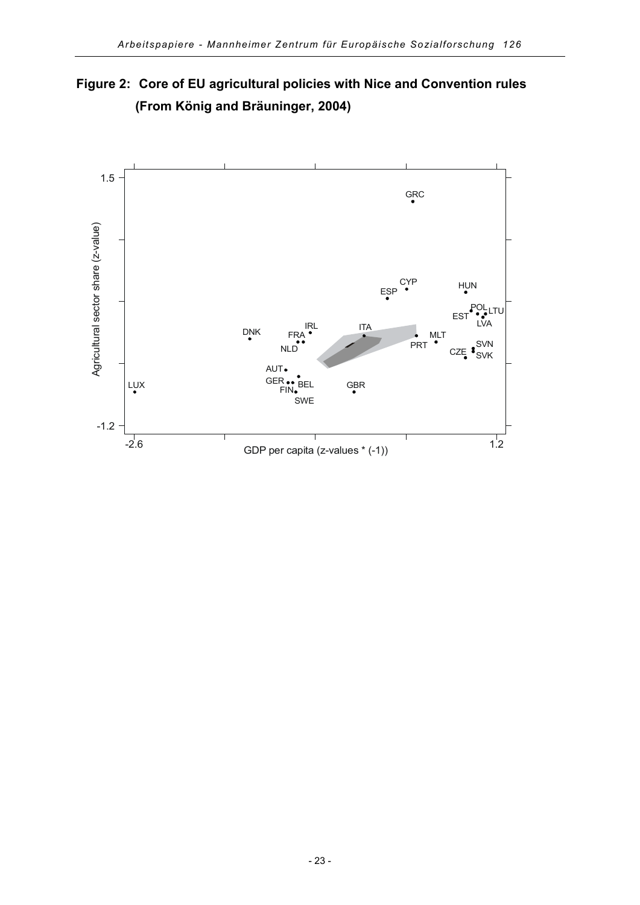**Figure 2: Core of EU agricultural policies with Nice and Convention rules (From König and Bräuninger, 2004)**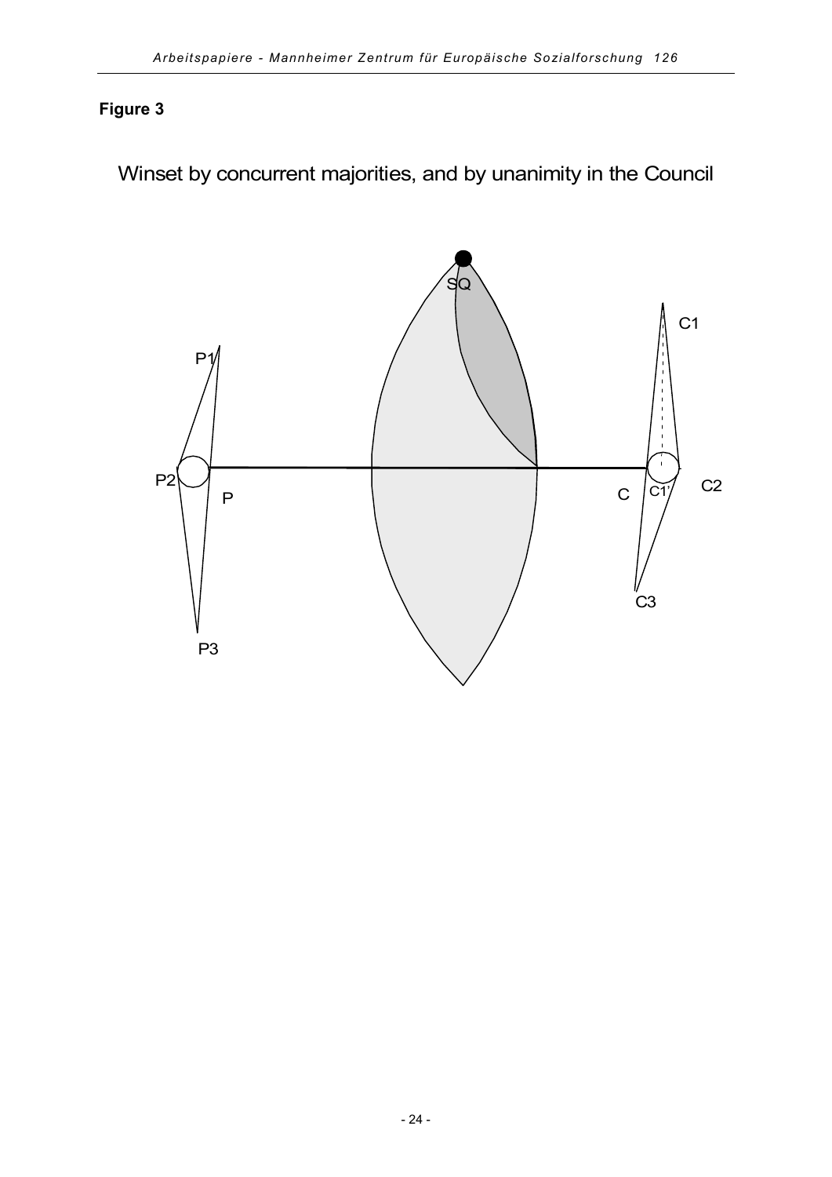**Figure 3**

Winset by concurrent majorities, and by unanimity in the Council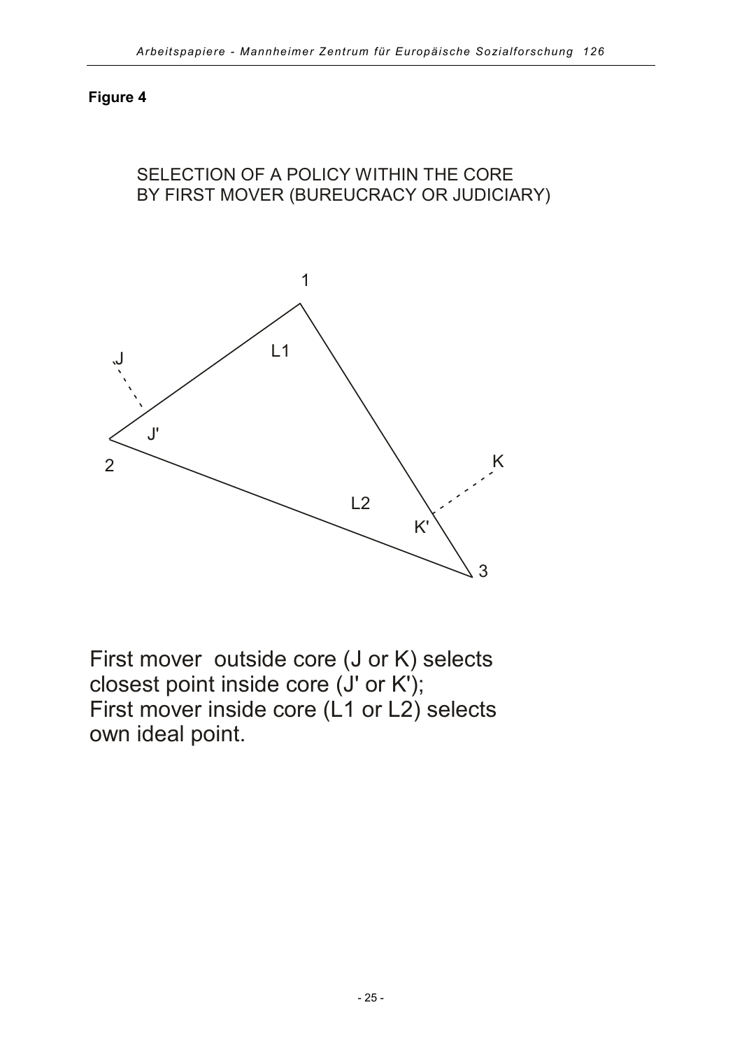**Figure 4**

SELECTION OF A POLICY WITHIN THE CORE
BY FIRST MOVER (BUREUCRACY OR JUDICIARY)

First mover outside core (J or K) selects closest point inside core (J' or K');
First mover inside core (L1 or L2) selects own ideal point.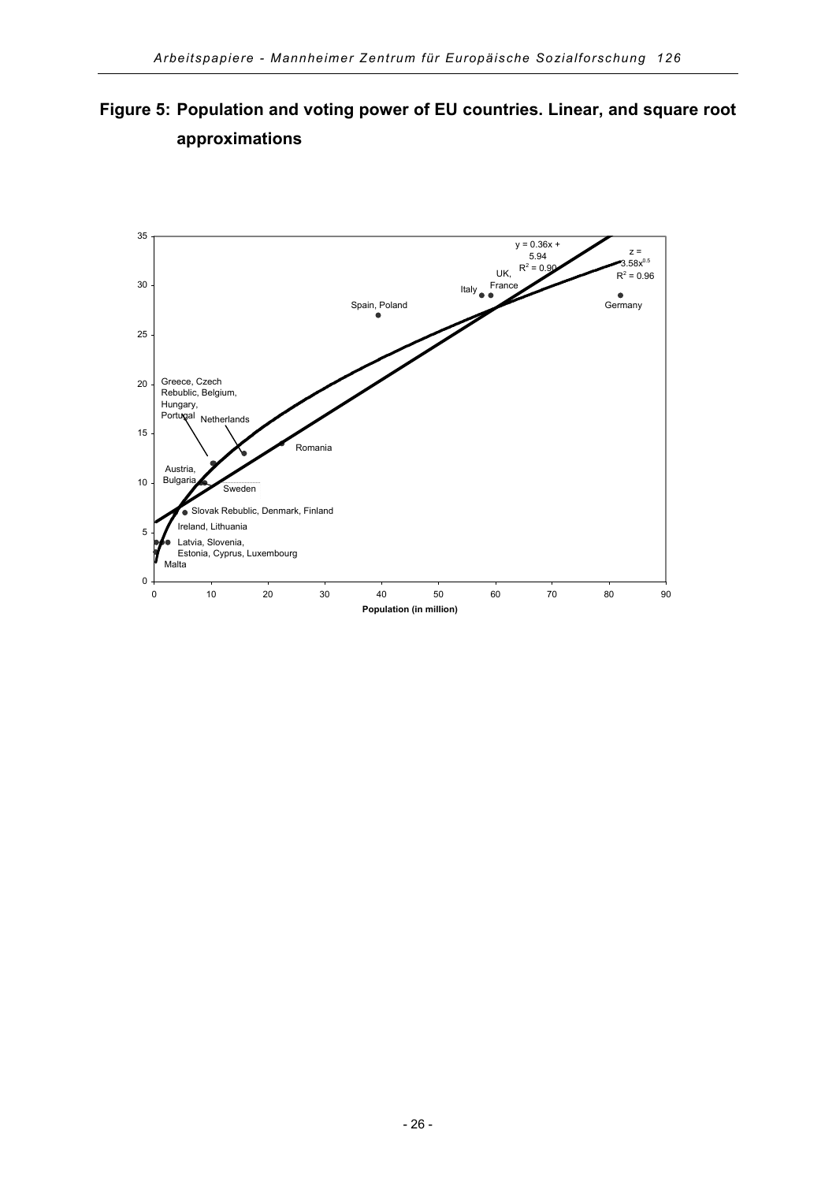# Figure 5: Population and voting power of EU countries. Linear, and square root approximations

$y = 0.36x + 5.94$
$R^2 = 0.90$

$z = 3.58x^{0.5}$
$R^2 = 0.96$

Germany
UK, France
Italy
Spain, Poland
Romania
Netherlands
Greece, Czech Rebublic, Belgium, Hungary, Portugal
Austria, Bulgaria
Sweden
Slovak Rebublic, Denmark, Finland
Ireland, Lithuania
Latvia, Slovenia, Estonia, Cyprus, Luxembourg
Malta

0
5
10
15
20
25
30
35

0 10 20 30 40 50 60 70 80 90

Population (in million)